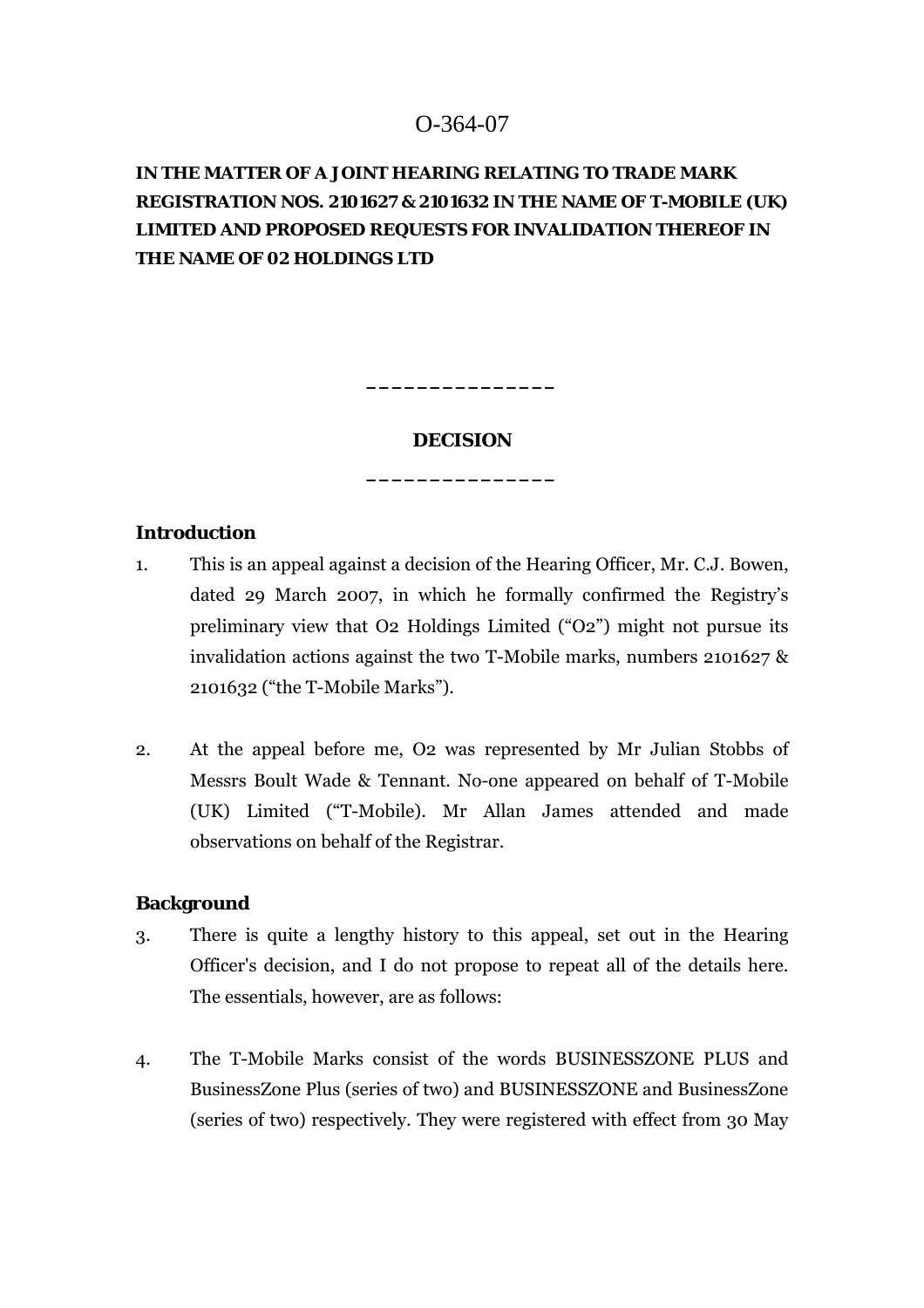O-364-07

**IN THE MATTER OF A JOINT HEARING RELATING TO TRADE MARK REGISTRATION NOS. 2101627 & 2101632 IN THE NAME OF T-MOBILE (UK) LIMITED AND PROPOSED REQUESTS FOR INVALIDATION THEREOF IN THE NAME OF 02 HOLDINGS LTD**

---

**DECISION**

---

## Introduction

1. This is an appeal against a decision of the Hearing Officer, Mr. C.J. Bowen, dated 29 March 2007, in which he formally confirmed the Registry's preliminary view that O2 Holdings Limited ("O2") might not pursue its invalidation actions against the two T-Mobile marks, numbers 2101627 & 2101632 ("the T-Mobile Marks").

2. At the appeal before me, O2 was represented by Mr Julian Stobbs of Messrs Boult Wade & Tennant. No-one appeared on behalf of T-Mobile (UK) Limited ("T-Mobile). Mr Allan James attended and made observations on behalf of the Registrar.

## Background

3. There is quite a lengthy history to this appeal, set out in the Hearing Officer's decision, and I do not propose to repeat all of the details here. The essentials, however, are as follows:

4. The T-Mobile Marks consist of the words BUSINESSZONE PLUS and BusinessZone Plus (series of two) and BUSINESSZONE and BusinessZone (series of two) respectively. They were registered with effect from 30 May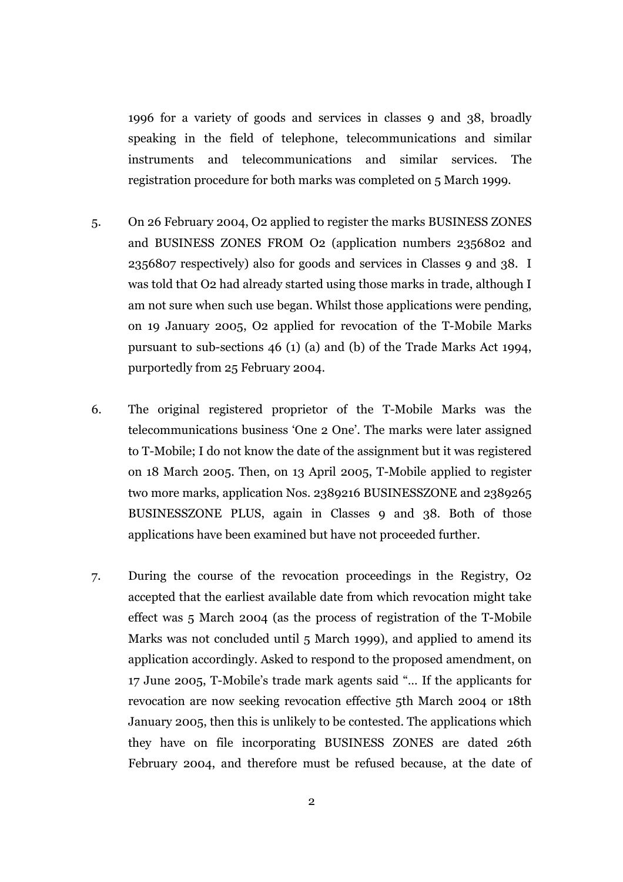1996 for a variety of goods and services in classes 9 and 38, broadly speaking in the field of telephone, telecommunications and similar instruments and telecommunications and similar services. The registration procedure for both marks was completed on 5 March 1999.

5. On 26 February 2004, O2 applied to register the marks BUSINESS ZONES and BUSINESS ZONES FROM O2 (application numbers 2356802 and 2356807 respectively) also for goods and services in Classes 9 and 38. I was told that O2 had already started using those marks in trade, although I am not sure when such use began. Whilst those applications were pending, on 19 January 2005, O2 applied for revocation of the T-Mobile Marks pursuant to sub-sections 46 (1) (a) and (b) of the Trade Marks Act 1994, purportedly from 25 February 2004.

6. The original registered proprietor of the T-Mobile Marks was the telecommunications business 'One 2 One'. The marks were later assigned to T-Mobile; I do not know the date of the assignment but it was registered on 18 March 2005. Then, on 13 April 2005, T-Mobile applied to register two more marks, application Nos. 2389216 BUSINESSZONE and 2389265 BUSINESSZONE PLUS, again in Classes 9 and 38. Both of those applications have been examined but have not proceeded further.

7. During the course of the revocation proceedings in the Registry, O2 accepted that the earliest available date from which revocation might take effect was 5 March 2004 (as the process of registration of the T-Mobile Marks was not concluded until 5 March 1999), and applied to amend its application accordingly. Asked to respond to the proposed amendment, on 17 June 2005, T-Mobile's trade mark agents said "… If the applicants for revocation are now seeking revocation effective 5th March 2004 or 18th January 2005, then this is unlikely to be contested. The applications which they have on file incorporating BUSINESS ZONES are dated 26th February 2004, and therefore must be refused because, at the date of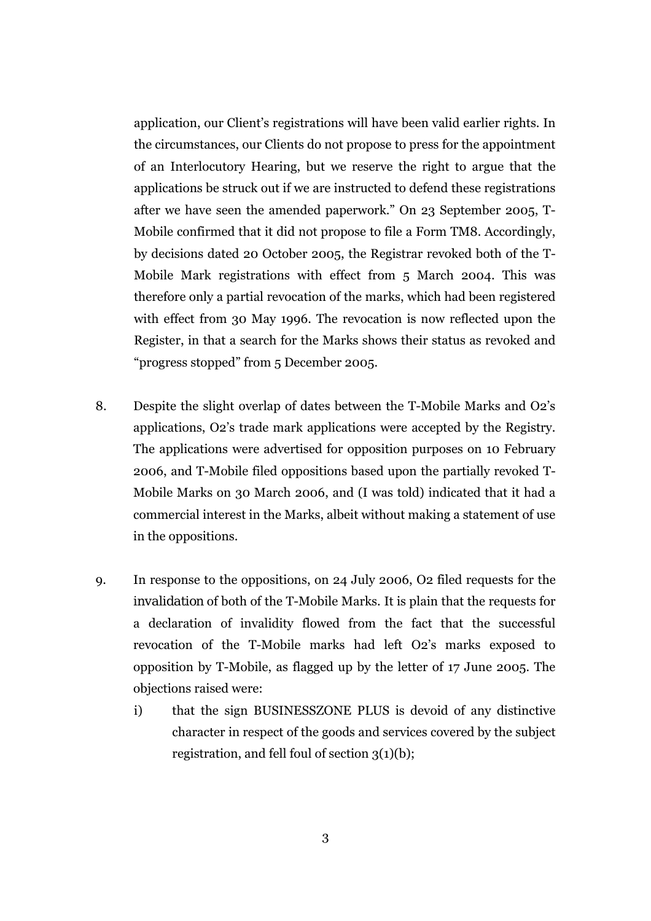application, our Client's registrations will have been valid earlier rights. In the circumstances, our Clients do not propose to press for the appointment of an Interlocutory Hearing, but we reserve the right to argue that the applications be struck out if we are instructed to defend these registrations after we have seen the amended paperwork." On 23 September 2005, T-Mobile confirmed that it did not propose to file a Form TM8. Accordingly, by decisions dated 20 October 2005, the Registrar revoked both of the T-Mobile Mark registrations with effect from 5 March 2004. This was therefore only a partial revocation of the marks, which had been registered with effect from 30 May 1996. The revocation is now reflected upon the Register, in that a search for the Marks shows their status as revoked and "progress stopped" from 5 December 2005.

8. Despite the slight overlap of dates between the T-Mobile Marks and O2's applications, O2's trade mark applications were accepted by the Registry. The applications were advertised for opposition purposes on 10 February 2006, and T-Mobile filed oppositions based upon the partially revoked T-Mobile Marks on 30 March 2006, and (I was told) indicated that it had a commercial interest in the Marks, albeit without making a statement of use in the oppositions.

9. In response to the oppositions, on 24 July 2006, O2 filed requests for the invalidation of both of the T-Mobile Marks. It is plain that the requests for a declaration of invalidity flowed from the fact that the successful revocation of the T-Mobile marks had left O2's marks exposed to opposition by T-Mobile, as flagged up by the letter of 17 June 2005. The objections raised were:

   i) that the sign BUSINESSZONE PLUS is devoid of any distinctive character in respect of the goods and services covered by the subject registration, and fell foul of section 3(1)(b);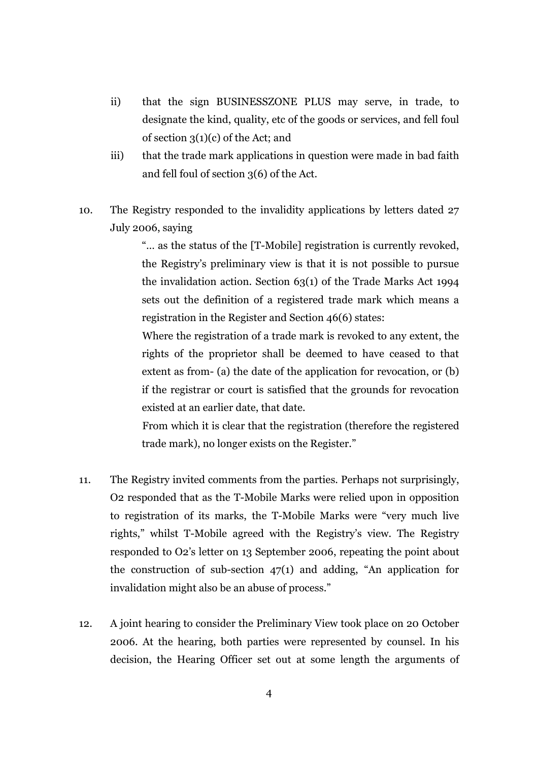ii) that the sign BUSINESSZONE PLUS may serve, in trade, to designate the kind, quality, etc of the goods or services, and fell foul of section 3(1)(c) of the Act; and

iii) that the trade mark applications in question were made in bad faith and fell foul of section 3(6) of the Act.

10. The Registry responded to the invalidity applications by letters dated 27 July 2006, saying

> "... as the status of the [T-Mobile] registration is currently revoked, the Registry's preliminary view is that it is not possible to pursue the invalidation action. Section 63(1) of the Trade Marks Act 1994 sets out the definition of a registered trade mark which means a registration in the Register and Section 46(6) states:
>
> Where the registration of a trade mark is revoked to any extent, the rights of the proprietor shall be deemed to have ceased to that extent as from- (a) the date of the application for revocation, or (b) if the registrar or court is satisfied that the grounds for revocation existed at an earlier date, that date.
>
> From which it is clear that the registration (therefore the registered trade mark), no longer exists on the Register."

11. The Registry invited comments from the parties. Perhaps not surprisingly, O2 responded that as the T-Mobile Marks were relied upon in opposition to registration of its marks, the T-Mobile Marks were "very much live rights," whilst T-Mobile agreed with the Registry's view. The Registry responded to O2's letter on 13 September 2006, repeating the point about the construction of sub-section 47(1) and adding, "An application for invalidation might also be an abuse of process."

12. A joint hearing to consider the Preliminary View took place on 20 October 2006. At the hearing, both parties were represented by counsel. In his decision, the Hearing Officer set out at some length the arguments of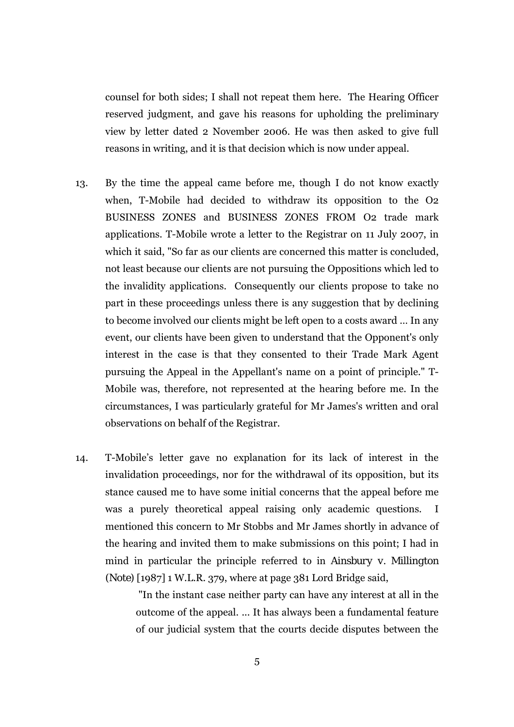counsel for both sides; I shall not repeat them here. The Hearing Officer reserved judgment, and gave his reasons for upholding the preliminary view by letter dated 2 November 2006. He was then asked to give full reasons in writing, and it is that decision which is now under appeal.

13. By the time the appeal came before me, though I do not know exactly when, T-Mobile had decided to withdraw its opposition to the O2 BUSINESS ZONES and BUSINESS ZONES FROM O2 trade mark applications. T-Mobile wrote a letter to the Registrar on 11 July 2007, in which it said, "So far as our clients are concerned this matter is concluded, not least because our clients are not pursuing the Oppositions which led to the invalidity applications. Consequently our clients propose to take no part in these proceedings unless there is any suggestion that by declining to become involved our clients might be left open to a costs award ... In any event, our clients have been given to understand that the Opponent's only interest in the case is that they consented to their Trade Mark Agent pursuing the Appeal in the Appellant's name on a point of principle." T-Mobile was, therefore, not represented at the hearing before me. In the circumstances, I was particularly grateful for Mr James's written and oral observations on behalf of the Registrar.

14. T-Mobile's letter gave no explanation for its lack of interest in the invalidation proceedings, nor for the withdrawal of its opposition, but its stance caused me to have some initial concerns that the appeal before me was a purely theoretical appeal raising only academic questions. I mentioned this concern to Mr Stobbs and Mr James shortly in advance of the hearing and invited them to make submissions on this point; I had in mind in particular the principle referred to in *Ainsbury v. Millington (Note)* [1987] 1 W.L.R. 379, where at page 381 Lord Bridge said,

   > "In the instant case neither party can have any interest at all in the outcome of the appeal. ... It has always been a fundamental feature of our judicial system that the courts decide disputes between the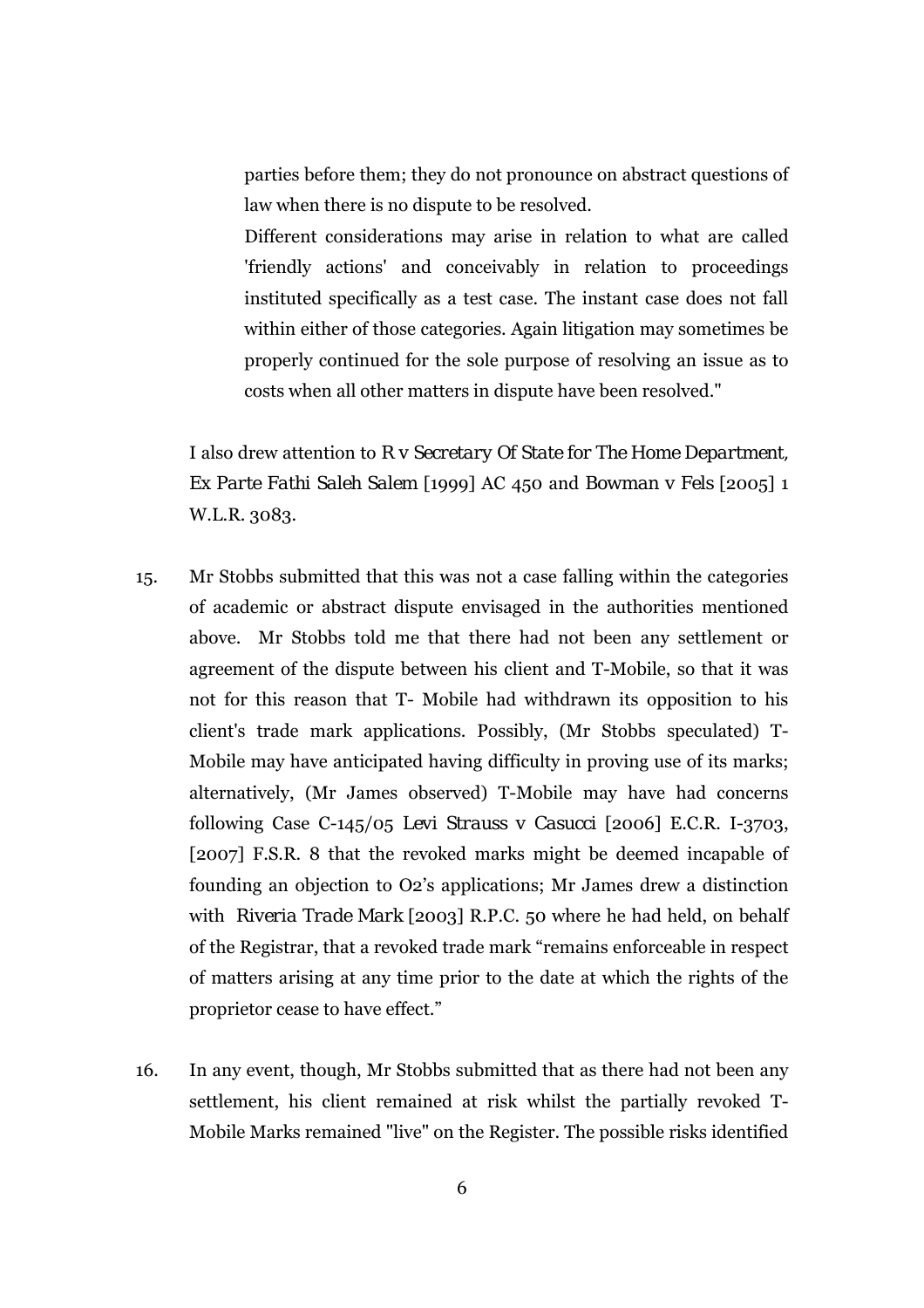> parties before them; they do not pronounce on abstract questions of law when there is no dispute to be resolved.
>
> Different considerations may arise in relation to what are called 'friendly actions' and conceivably in relation to proceedings instituted specifically as a test case. The instant case does not fall within either of those categories. Again litigation may sometimes be properly continued for the sole purpose of resolving an issue as to costs when all other matters in dispute have been resolved."

I also drew attention to *R v Secretary Of State for The Home Department, Ex Parte Fathi Saleh Salem* [1999] AC 450 and *Bowman v Fels* [2005] 1 W.L.R. 3083.

15. Mr Stobbs submitted that this was not a case falling within the categories of academic or abstract dispute envisaged in the authorities mentioned above. Mr Stobbs told me that there had not been any settlement or agreement of the dispute between his client and T-Mobile, so that it was not for this reason that T- Mobile had withdrawn its opposition to his client's trade mark applications. Possibly, (Mr Stobbs speculated) T-Mobile may have anticipated having difficulty in proving use of its marks; alternatively, (Mr James observed) T-Mobile may have had concerns following Case C-145/05 *Levi Strauss v Casucci* [2006] E.C.R. I-3703, [2007] F.S.R. 8 that the revoked marks might be deemed incapable of founding an objection to O2's applications; Mr James drew a distinction with *Riveria Trade Mark* [2003] R.P.C. 50 where he had held, on behalf of the Registrar, that a revoked trade mark "remains enforceable in respect of matters arising at any time prior to the date at which the rights of the proprietor cease to have effect."

16. In any event, though, Mr Stobbs submitted that as there had not been any settlement, his client remained at risk whilst the partially revoked T-Mobile Marks remained "live" on the Register. The possible risks identified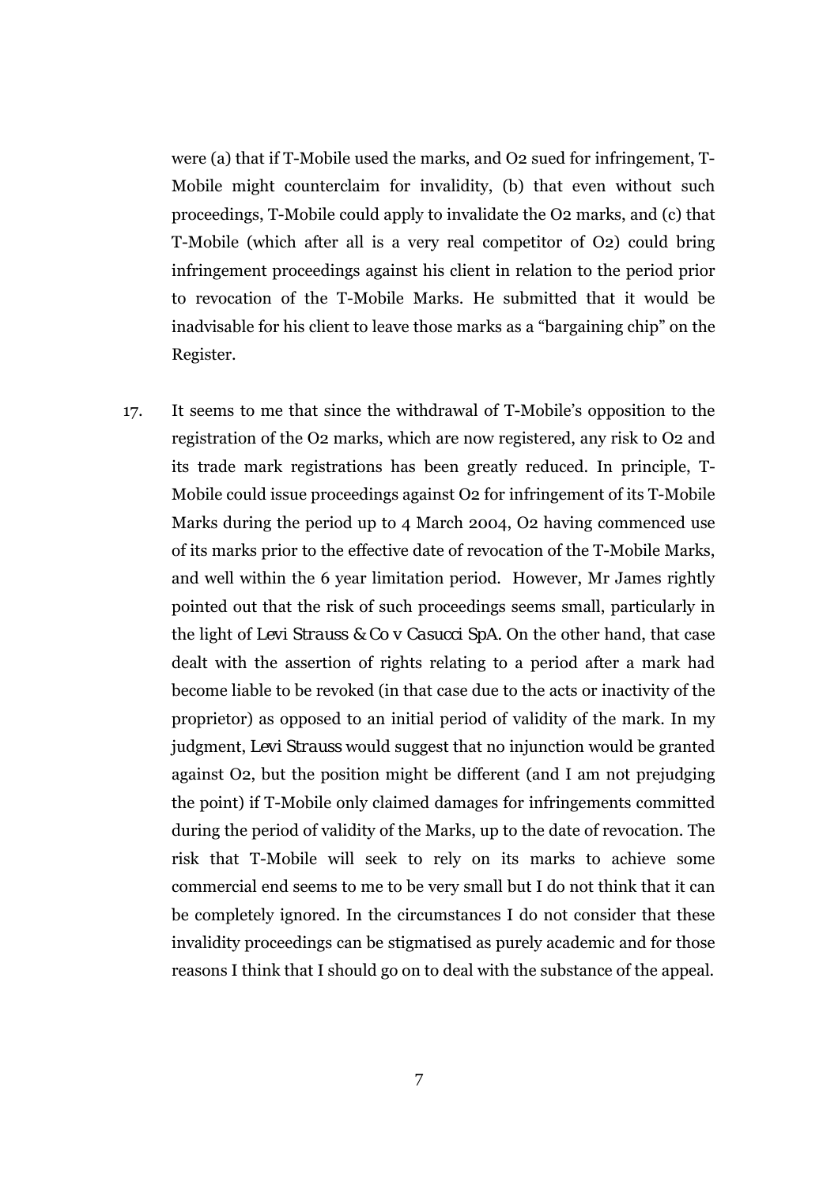were (a) that if T-Mobile used the marks, and O2 sued for infringement, T-Mobile might counterclaim for invalidity, (b) that even without such proceedings, T-Mobile could apply to invalidate the O2 marks, and (c) that T-Mobile (which after all is a very real competitor of O2) could bring infringement proceedings against his client in relation to the period prior to revocation of the T-Mobile Marks. He submitted that it would be inadvisable for his client to leave those marks as a "bargaining chip" on the Register.

17. It seems to me that since the withdrawal of T-Mobile's opposition to the registration of the O2 marks, which are now registered, any risk to O2 and its trade mark registrations has been greatly reduced. In principle, T-Mobile could issue proceedings against O2 for infringement of its T-Mobile Marks during the period up to 4 March 2004, O2 having commenced use of its marks prior to the effective date of revocation of the T-Mobile Marks, and well within the 6 year limitation period. However, Mr James rightly pointed out that the risk of such proceedings seems small, particularly in the light of *Levi Strauss & Co v Casucci SpA*. On the other hand, that case dealt with the assertion of rights relating to a period after a mark had become liable to be revoked (in that case due to the acts or inactivity of the proprietor) as opposed to an initial period of validity of the mark. In my judgment, *Levi Strauss* would suggest that no injunction would be granted against O2, but the position might be different (and I am not prejudging the point) if T-Mobile only claimed damages for infringements committed during the period of validity of the Marks, up to the date of revocation. The risk that T-Mobile will seek to rely on its marks to achieve some commercial end seems to me to be very small but I do not think that it can be completely ignored. In the circumstances I do not consider that these invalidity proceedings can be stigmatised as purely academic and for those reasons I think that I should go on to deal with the substance of the appeal.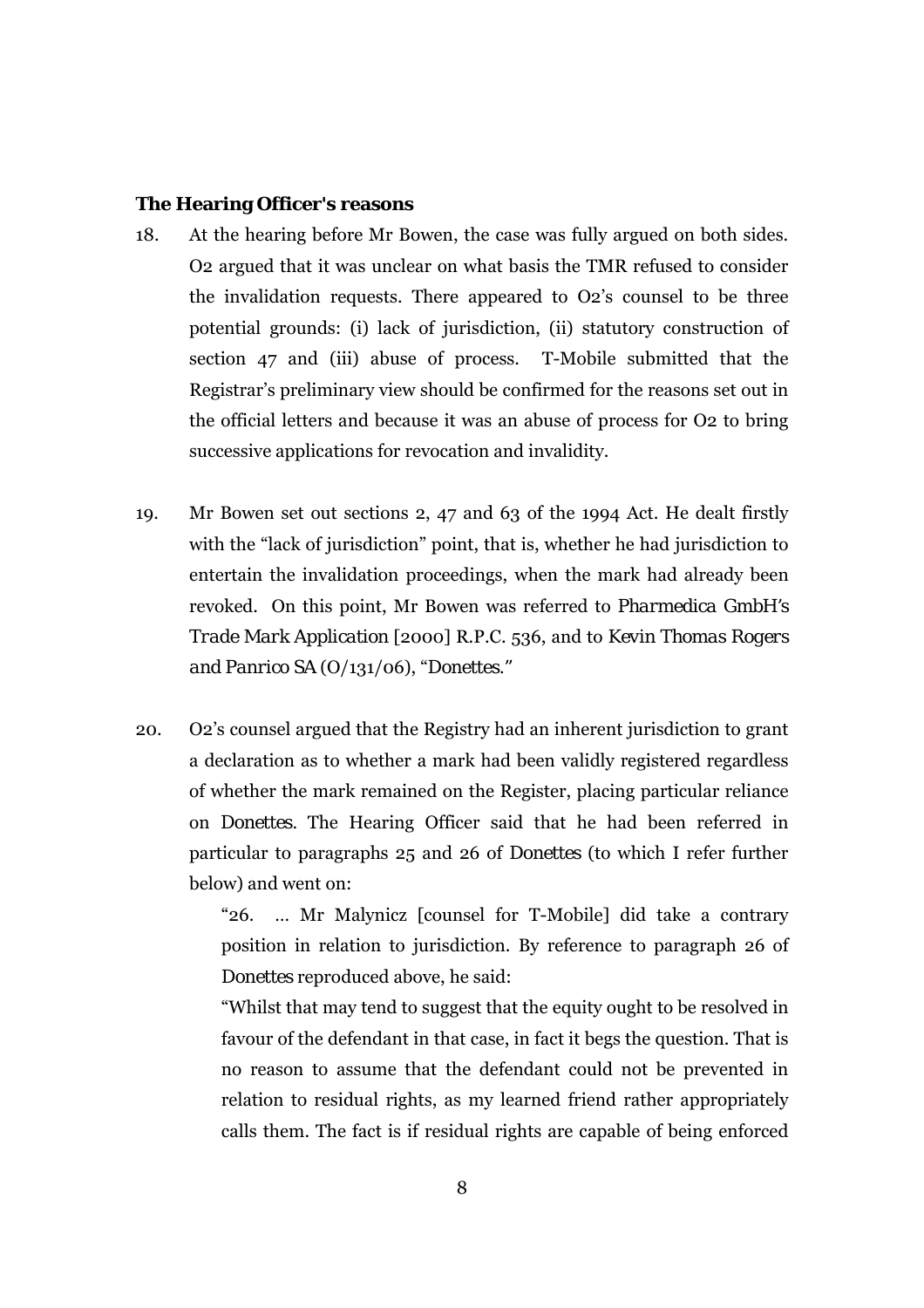**The Hearing Officer's reasons**

18. At the hearing before Mr Bowen, the case was fully argued on both sides. O2 argued that it was unclear on what basis the TMR refused to consider the invalidation requests. There appeared to O2's counsel to be three potential grounds: (i) lack of jurisdiction, (ii) statutory construction of section 47 and (iii) abuse of process. T-Mobile submitted that the Registrar's preliminary view should be confirmed for the reasons set out in the official letters and because it was an abuse of process for O2 to bring successive applications for revocation and invalidity.

19. Mr Bowen set out sections 2, 47 and 63 of the 1994 Act. He dealt firstly with the "lack of jurisdiction" point, that is, whether he had jurisdiction to entertain the invalidation proceedings, when the mark had already been revoked. On this point, Mr Bowen was referred to *Pharmedica GmbH's Trade Mark Application* [2000] R.P.C. 536, and to *Kevin Thomas Rogers and Panrico SA* (O/131/06), "*Donettes*."

20. O2's counsel argued that the Registry had an inherent jurisdiction to grant a declaration as to whether a mark had been validly registered regardless of whether the mark remained on the Register, placing particular reliance on *Donettes*. The Hearing Officer said that he had been referred in particular to paragraphs 25 and 26 of *Donettes* (to which I refer further below) and went on:

> "26. ... Mr Malynicz [counsel for T-Mobile] did take a contrary position in relation to jurisdiction. By reference to paragraph 26 of *Donettes* reproduced above, he said:
>
> "Whilst that may tend to suggest that the equity ought to be resolved in favour of the defendant in that case, in fact it begs the question. That is no reason to assume that the defendant could not be prevented in relation to residual rights, as my learned friend rather appropriately calls them. The fact is if residual rights are capable of being enforced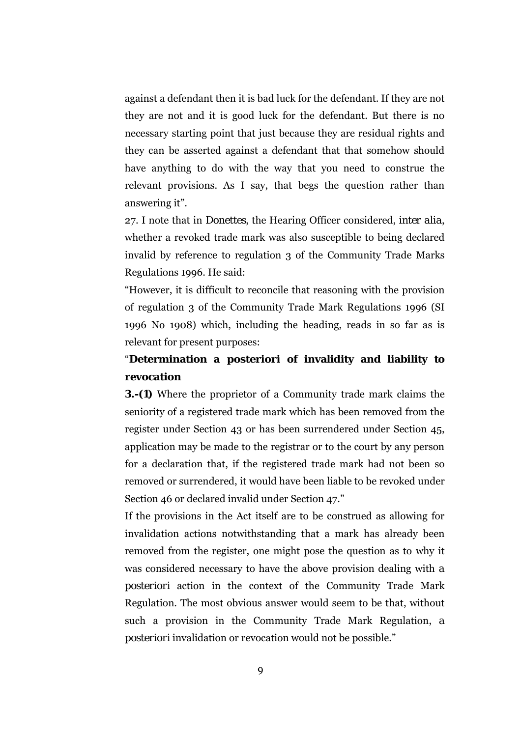against a defendant then it is bad luck for the defendant. If they are not they are not and it is good luck for the defendant. But there is no necessary starting point that just because they are residual rights and they can be asserted against a defendant that that somehow should have anything to do with the way that you need to construe the relevant provisions. As I say, that begs the question rather than answering it".

27. I note that in *Donettes*, the Hearing Officer considered, *inter alia*, whether a revoked trade mark was also susceptible to being declared invalid by reference to regulation 3 of the Community Trade Marks Regulations 1996. He said:

"However, it is difficult to reconcile that reasoning with the provision of regulation 3 of the Community Trade Mark Regulations 1996 (SI 1996 No 1908) which, including the heading, reads in so far as is relevant for present purposes:

"**Determination a posteriori of invalidity and liability to revocation**

**3.-(1)** Where the proprietor of a Community trade mark claims the seniority of a registered trade mark which has been removed from the register under Section 43 or has been surrendered under Section 45, application may be made to the registrar or to the court by any person for a declaration that, if the registered trade mark had not been so removed or surrendered, it would have been liable to be revoked under Section 46 or declared invalid under Section 47."

If the provisions in the Act itself are to be construed as allowing for invalidation actions notwithstanding that a mark has already been removed from the register, one might pose the question as to why it was considered necessary to have the above provision dealing with *a posteriori* action in the context of the Community Trade Mark Regulation. The most obvious answer would seem to be that, without such a provision in the Community Trade Mark Regulation, *a posteriori* invalidation or revocation would not be possible."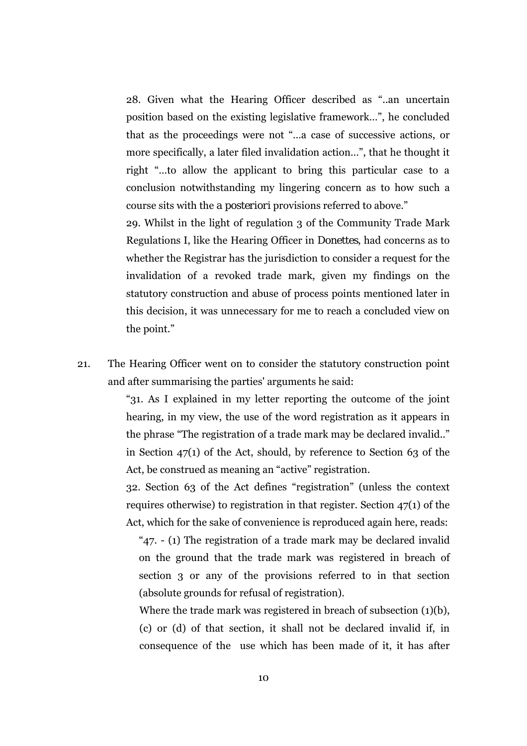> 28. Given what the Hearing Officer described as "..an uncertain position based on the existing legislative framework...", he concluded that as the proceedings were not "...a case of successive actions, or more specifically, a later filed invalidation action...", that he thought it right "...to allow the applicant to bring this particular case to a conclusion notwithstanding my lingering concern as to how such a course sits with the *a posteriori* provisions referred to above."
>
> 29. Whilst in the light of regulation 3 of the Community Trade Mark Regulations I, like the Hearing Officer in *Donettes*, had concerns as to whether the Registrar has the jurisdiction to consider a request for the invalidation of a revoked trade mark, given my findings on the statutory construction and abuse of process points mentioned later in this decision, it was unnecessary for me to reach a concluded view on the point."

21. The Hearing Officer went on to consider the statutory construction point and after summarising the parties' arguments he said:

> "31. As I explained in my letter reporting the outcome of the joint hearing, in my view, the use of the word registration as it appears in the phrase "The registration of a trade mark may be declared invalid.." in Section 47(1) of the Act, should, by reference to Section 63 of the Act, be construed as meaning an "active" registration.
>
> 32. Section 63 of the Act defines "registration" (unless the context requires otherwise) to registration in that register. Section 47(1) of the Act, which for the sake of convenience is reproduced again here, reads:
>
> > "47. - (1) The registration of a trade mark may be declared invalid on the ground that the trade mark was registered in breach of section 3 or any of the provisions referred to in that section (absolute grounds for refusal of registration).
> >
> > Where the trade mark was registered in breach of subsection (1)(b), (c) or (d) of that section, it shall not be declared invalid if, in consequence of the use which has been made of it, it has after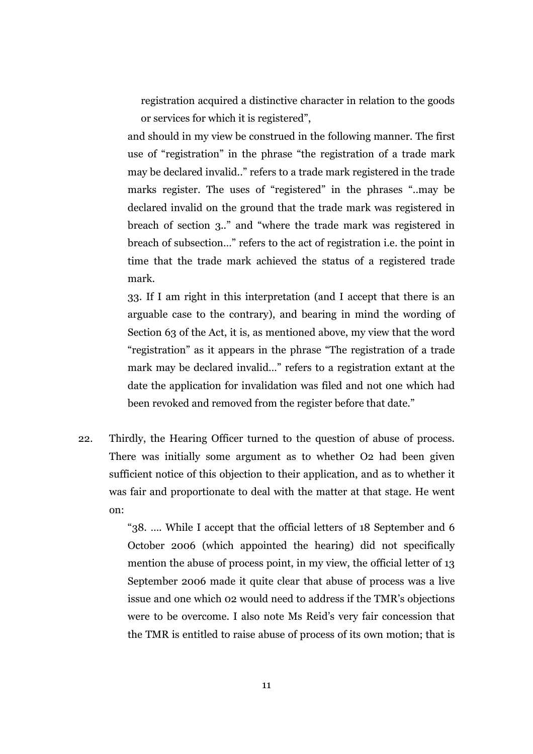registration acquired a distinctive character in relation to the goods or services for which it is registered",

> and should in my view be construed in the following manner. The first use of "registration" in the phrase "the registration of a trade mark may be declared invalid.." refers to a trade mark registered in the trade marks register. The uses of "registered" in the phrases "..may be declared invalid on the ground that the trade mark was registered in breach of section 3.." and "where the trade mark was registered in breach of subsection..." refers to the act of registration i.e. the point in time that the trade mark achieved the status of a registered trade mark.
>
> 33. If I am right in this interpretation (and I accept that there is an arguable case to the contrary), and bearing in mind the wording of Section 63 of the Act, it is, as mentioned above, my view that the word "registration" as it appears in the phrase "The registration of a trade mark may be declared invalid..." refers to a registration extant at the date the application for invalidation was filed and not one which had been revoked and removed from the register before that date."

22. Thirdly, the Hearing Officer turned to the question of abuse of process. There was initially some argument as to whether O2 had been given sufficient notice of this objection to their application, and as to whether it was fair and proportionate to deal with the matter at that stage. He went on:

> "38. .... While I accept that the official letters of 18 September and 6 October 2006 (which appointed the hearing) did not specifically mention the abuse of process point, in my view, the official letter of 13 September 2006 made it quite clear that abuse of process was a live issue and one which 02 would need to address if the TMR's objections were to be overcome. I also note Ms Reid's very fair concession that the TMR is entitled to raise abuse of process of its own motion; that is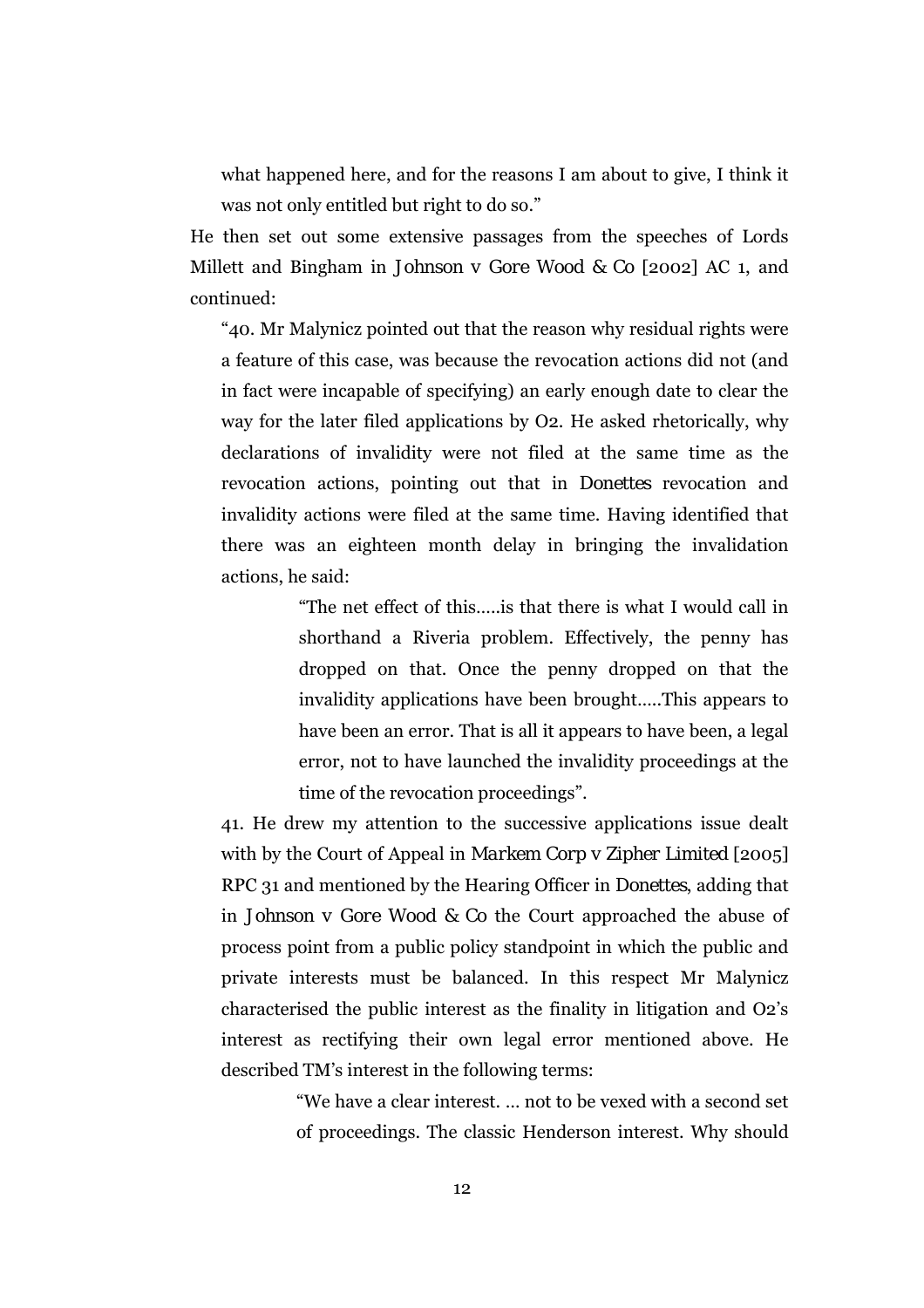> what happened here, and for the reasons I am about to give, I think it was not only entitled but right to do so."

He then set out some extensive passages from the speeches of Lords Millett and Bingham in *Johnson v Gore Wood & Co* [2002] AC 1, and continued:

> "40. Mr Malynicz pointed out that the reason why residual rights were a feature of this case, was because the revocation actions did not (and in fact were incapable of specifying) an early enough date to clear the way for the later filed applications by O2. He asked rhetorically, why declarations of invalidity were not filed at the same time as the revocation actions, pointing out that in *Donettes* revocation and invalidity actions were filed at the same time. Having identified that there was an eighteen month delay in bringing the invalidation actions, he said:
>
> > "The net effect of this.....is that there is what I would call in shorthand a Riveria problem. Effectively, the penny has dropped on that. Once the penny dropped on that the invalidity applications have been brought.....This appears to have been an error. That is all it appears to have been, a legal error, not to have launched the invalidity proceedings at the time of the revocation proceedings".
>
> 41. He drew my attention to the successive applications issue dealt with by the Court of Appeal in *Markem Corp v Zipher Limited* [2005] RPC 31 and mentioned by the Hearing Officer in *Donettes*, adding that in *Johnson v Gore Wood & Co* the Court approached the abuse of process point from a public policy standpoint in which the public and private interests must be balanced. In this respect Mr Malynicz characterised the public interest as the finality in litigation and O2's interest as rectifying their own legal error mentioned above. He described TM's interest in the following terms:
>
> > "We have a clear interest. ... not to be vexed with a second set of proceedings. The classic Henderson interest. Why should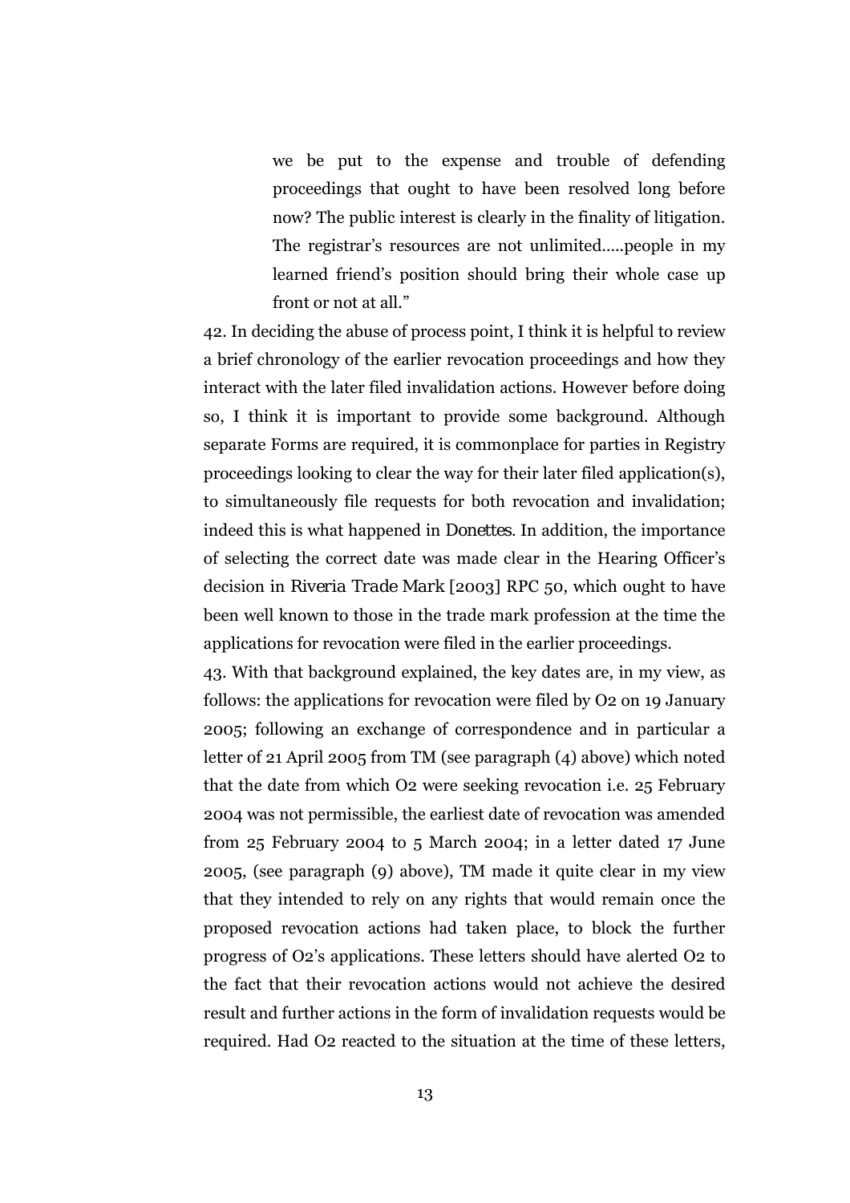> we be put to the expense and trouble of defending proceedings that ought to have been resolved long before now? The public interest is clearly in the finality of litigation. The registrar's resources are not unlimited.....people in my learned friend's position should bring their whole case up front or not at all."

42. In deciding the abuse of process point, I think it is helpful to review a brief chronology of the earlier revocation proceedings and how they interact with the later filed invalidation actions. However before doing so, I think it is important to provide some background. Although separate Forms are required, it is commonplace for parties in Registry proceedings looking to clear the way for their later filed application(s), to simultaneously file requests for both revocation and invalidation; indeed this is what happened in *Donettes*. In addition, the importance of selecting the correct date was made clear in the Hearing Officer's decision in *Riveria Trade Mark* [2003] RPC 50, which ought to have been well known to those in the trade mark profession at the time the applications for revocation were filed in the earlier proceedings.

43. With that background explained, the key dates are, in my view, as follows: the applications for revocation were filed by O2 on 19 January 2005; following an exchange of correspondence and in particular a letter of 21 April 2005 from TM (see paragraph (4) above) which noted that the date from which O2 were seeking revocation i.e. 25 February 2004 was not permissible, the earliest date of revocation was amended from 25 February 2004 to 5 March 2004; in a letter dated 17 June 2005, (see paragraph (9) above), TM made it quite clear in my view that they intended to rely on any rights that would remain once the proposed revocation actions had taken place, to block the further progress of O2's applications. These letters should have alerted O2 to the fact that their revocation actions would not achieve the desired result and further actions in the form of invalidation requests would be required. Had O2 reacted to the situation at the time of these letters,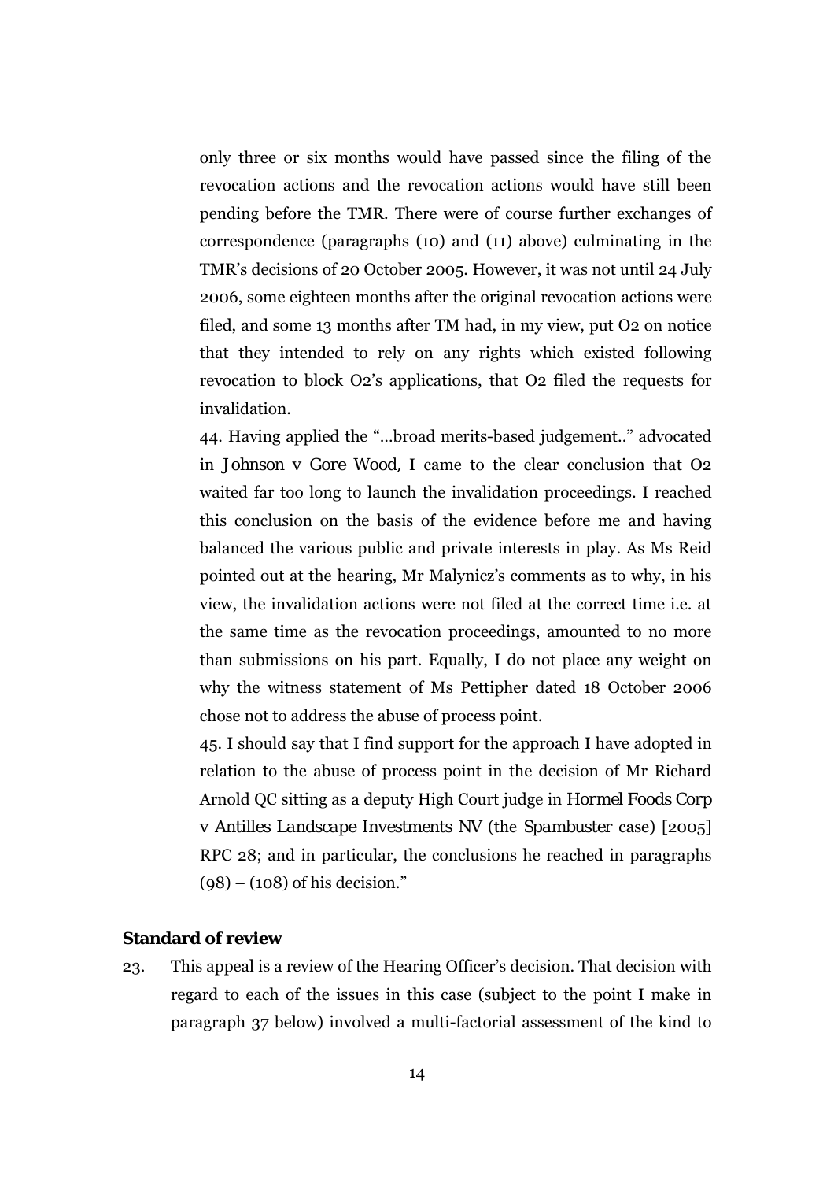only three or six months would have passed since the filing of the revocation actions and the revocation actions would have still been pending before the TMR. There were of course further exchanges of correspondence (paragraphs (10) and (11) above) culminating in the TMR's decisions of 20 October 2005. However, it was not until 24 July 2006, some eighteen months after the original revocation actions were filed, and some 13 months after TM had, in my view, put O2 on notice that they intended to rely on any rights which existed following revocation to block O2's applications, that O2 filed the requests for invalidation.

44. Having applied the "...broad merits-based judgement.." advocated in *Johnson v Gore Wood*, I came to the clear conclusion that O2 waited far too long to launch the invalidation proceedings. I reached this conclusion on the basis of the evidence before me and having balanced the various public and private interests in play. As Ms Reid pointed out at the hearing, Mr Malynicz's comments as to why, in his view, the invalidation actions were not filed at the correct time i.e. at the same time as the revocation proceedings, amounted to no more than submissions on his part. Equally, I do not place any weight on why the witness statement of Ms Pettipher dated 18 October 2006 chose not to address the abuse of process point.

45. I should say that I find support for the approach I have adopted in relation to the abuse of process point in the decision of Mr Richard Arnold QC sitting as a deputy High Court judge in *Hormel Foods Corp v Antilles Landscape Investments NV* (the *Spambuster* case) [2005] RPC 28; and in particular, the conclusions he reached in paragraphs (98) – (108) of his decision."

## Standard of review

23. This appeal is a review of the Hearing Officer's decision. That decision with regard to each of the issues in this case (subject to the point I make in paragraph 37 below) involved a multi-factorial assessment of the kind to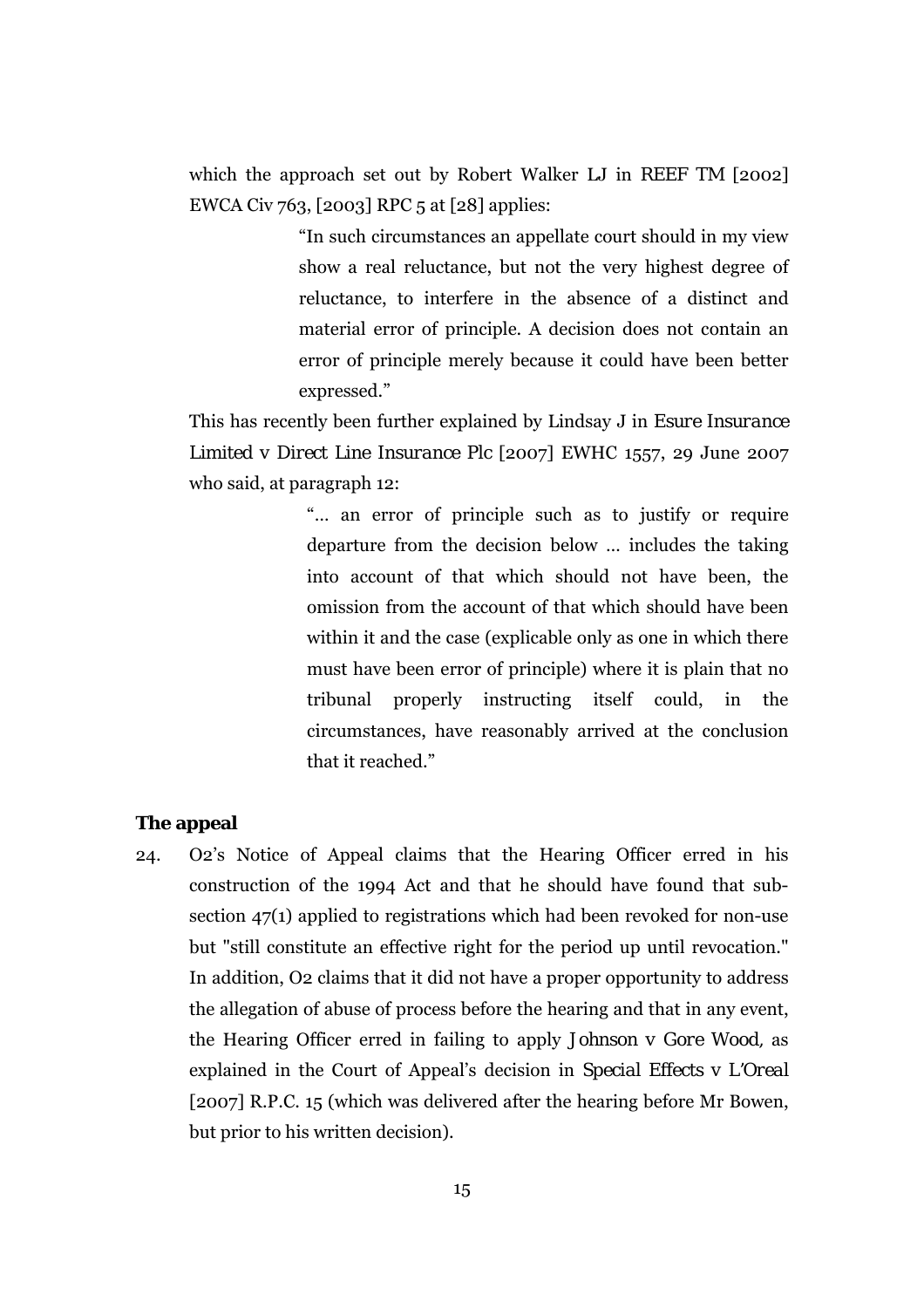which the approach set out by Robert Walker LJ in *REEF TM* [2002] EWCA Civ 763, [2003] RPC 5 at [28] applies:

> "In such circumstances an appellate court should in my view show a real reluctance, but not the very highest degree of reluctance, to interfere in the absence of a distinct and material error of principle. A decision does not contain an error of principle merely because it could have been better expressed."

This has recently been further explained by Lindsay J in *Esure Insurance Limited v Direct Line Insurance Plc* [2007] EWHC 1557, 29 June 2007 who said, at paragraph 12:

> "... an error of principle such as to justify or require departure from the decision below ... includes the taking into account of that which should not have been, the omission from the account of that which should have been within it and the case (explicable only as one in which there must have been error of principle) where it is plain that no tribunal properly instructing itself could, in the circumstances, have reasonably arrived at the conclusion that it reached."

**The appeal**

24. O2's Notice of Appeal claims that the Hearing Officer erred in his construction of the 1994 Act and that he should have found that sub-section 47(1) applied to registrations which had been revoked for non-use but "still constitute an effective right for the period up until revocation." In addition, O2 claims that it did not have a proper opportunity to address the allegation of abuse of process before the hearing and that in any event, the Hearing Officer erred in failing to apply *Johnson v Gore Wood*, as explained in the Court of Appeal's decision in *Special Effects v L'Oreal* [2007] R.P.C. 15 (which was delivered after the hearing before Mr Bowen, but prior to his written decision).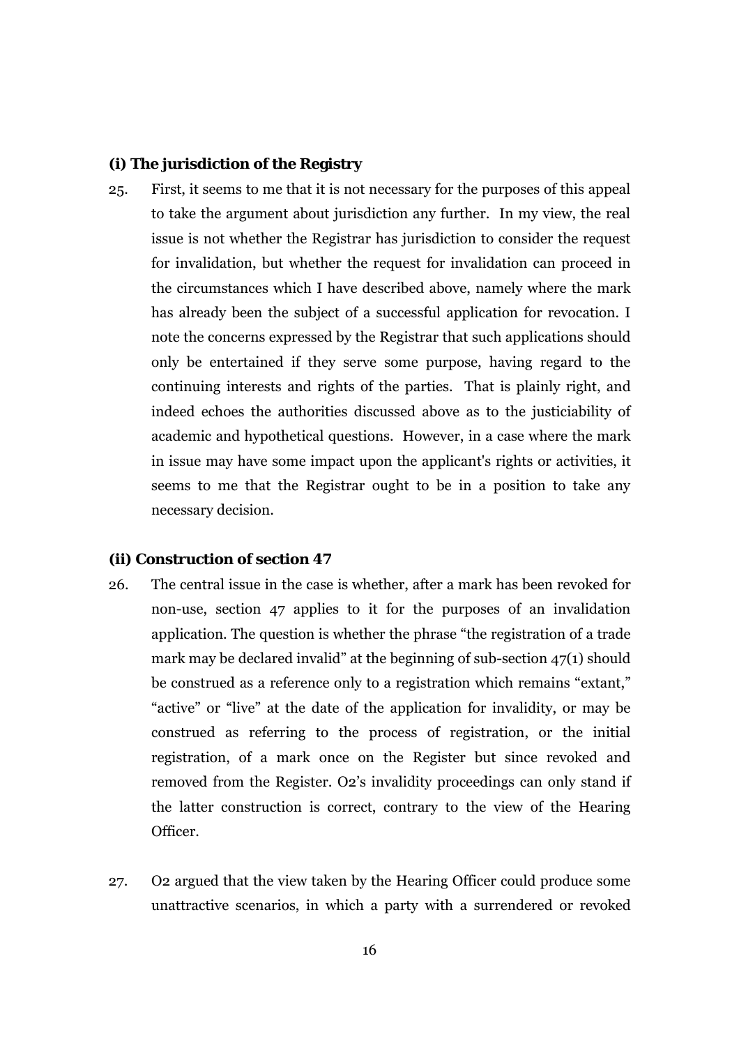**(i) The jurisdiction of the Registry**

25. First, it seems to me that it is not necessary for the purposes of this appeal to take the argument about jurisdiction any further. In my view, the real issue is not whether the Registrar has jurisdiction to consider the request for invalidation, but whether the request for invalidation can proceed in the circumstances which I have described above, namely where the mark has already been the subject of a successful application for revocation. I note the concerns expressed by the Registrar that such applications should only be entertained if they serve some purpose, having regard to the continuing interests and rights of the parties. That is plainly right, and indeed echoes the authorities discussed above as to the justiciability of academic and hypothetical questions. However, in a case where the mark in issue may have some impact upon the applicant's rights or activities, it seems to me that the Registrar ought to be in a position to take any necessary decision.

**(ii) Construction of section 47**

26. The central issue in the case is whether, after a mark has been revoked for non-use, section 47 applies to it for the purposes of an invalidation application. The question is whether the phrase "the registration of a trade mark may be declared invalid" at the beginning of sub-section 47(1) should be construed as a reference only to a registration which remains "extant," "active" or "live" at the date of the application for invalidity, or may be construed as referring to the process of registration, or the initial registration, of a mark once on the Register but since revoked and removed from the Register. O2's invalidity proceedings can only stand if the latter construction is correct, contrary to the view of the Hearing Officer.

27. O2 argued that the view taken by the Hearing Officer could produce some unattractive scenarios, in which a party with a surrendered or revoked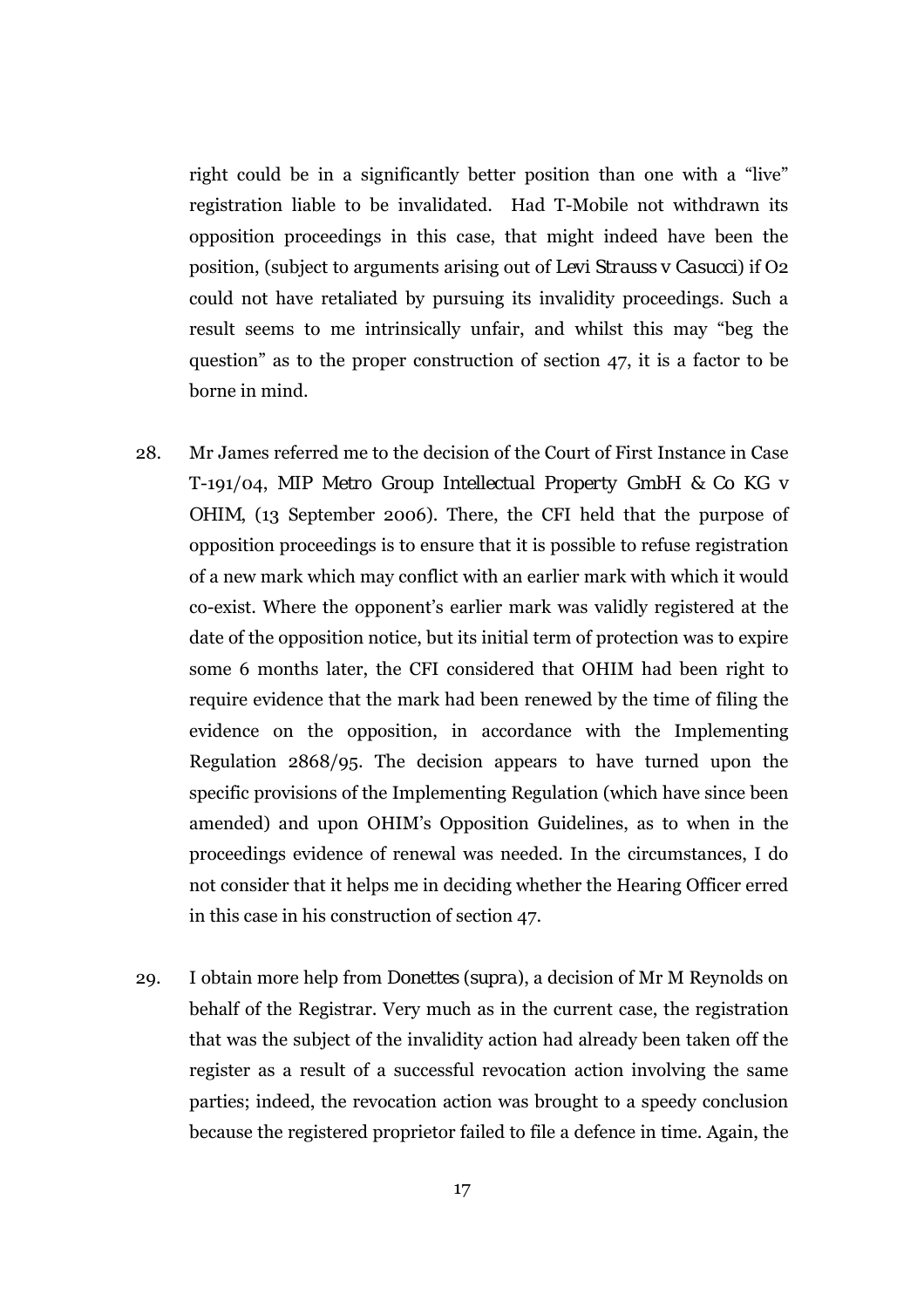right could be in a significantly better position than one with a "live" registration liable to be invalidated. Had T-Mobile not withdrawn its opposition proceedings in this case, that might indeed have been the position, (subject to arguments arising out of *Levi Strauss v Casucci*) if O2 could not have retaliated by pursuing its invalidity proceedings. Such a result seems to me intrinsically unfair, and whilst this may "beg the question" as to the proper construction of section 47, it is a factor to be borne in mind.

28. Mr James referred me to the decision of the Court of First Instance in Case T-191/04, *MIP Metro Group Intellectual Property GmbH & Co KG v OHIM*, (13 September 2006). There, the CFI held that the purpose of opposition proceedings is to ensure that it is possible to refuse registration of a new mark which may conflict with an earlier mark with which it would co-exist. Where the opponent's earlier mark was validly registered at the date of the opposition notice, but its initial term of protection was to expire some 6 months later, the CFI considered that OHIM had been right to require evidence that the mark had been renewed by the time of filing the evidence on the opposition, in accordance with the Implementing Regulation 2868/95. The decision appears to have turned upon the specific provisions of the Implementing Regulation (which have since been amended) and upon OHIM's Opposition Guidelines, as to when in the proceedings evidence of renewal was needed. In the circumstances, I do not consider that it helps me in deciding whether the Hearing Officer erred in this case in his construction of section 47.

29. I obtain more help from *Donettes (supra)*, a decision of Mr M Reynolds on behalf of the Registrar. Very much as in the current case, the registration that was the subject of the invalidity action had already been taken off the register as a result of a successful revocation action involving the same parties; indeed, the revocation action was brought to a speedy conclusion because the registered proprietor failed to file a defence in time. Again, the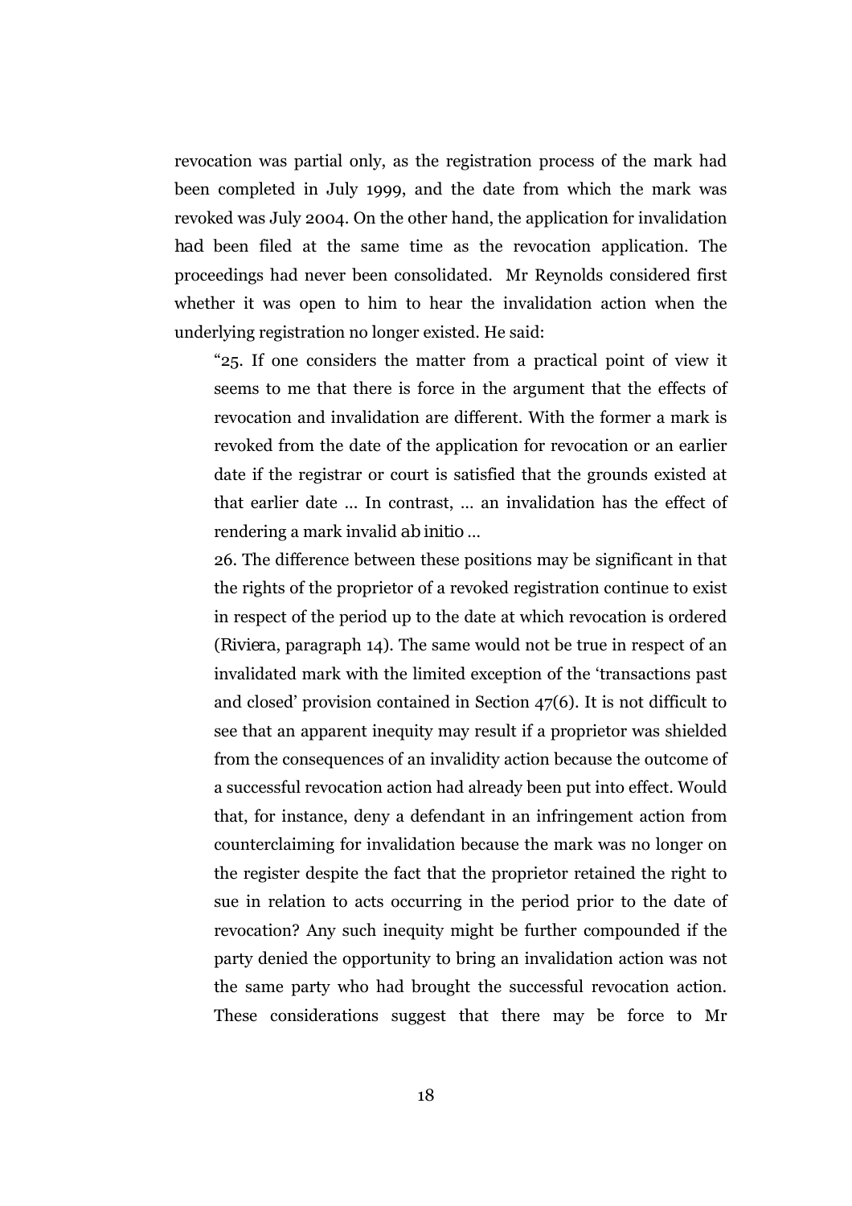revocation was partial only, as the registration process of the mark had been completed in July 1999, and the date from which the mark was revoked was July 2004. On the other hand, the application for invalidation had been filed at the same time as the revocation application. The proceedings had never been consolidated. Mr Reynolds considered first whether it was open to him to hear the invalidation action when the underlying registration no longer existed. He said:

> "25. If one considers the matter from a practical point of view it seems to me that there is force in the argument that the effects of revocation and invalidation are different. With the former a mark is revoked from the date of the application for revocation or an earlier date if the registrar or court is satisfied that the grounds existed at that earlier date … In contrast, … an invalidation has the effect of rendering a mark invalid *ab initio* …
>
> 26. The difference between these positions may be significant in that the rights of the proprietor of a revoked registration continue to exist in respect of the period up to the date at which revocation is ordered (*Riviera*, paragraph 14). The same would not be true in respect of an invalidated mark with the limited exception of the 'transactions past and closed' provision contained in Section 47(6). It is not difficult to see that an apparent inequity may result if a proprietor was shielded from the consequences of an invalidity action because the outcome of a successful revocation action had already been put into effect. Would that, for instance, deny a defendant in an infringement action from counterclaiming for invalidation because the mark was no longer on the register despite the fact that the proprietor retained the right to sue in relation to acts occurring in the period prior to the date of revocation? Any such inequity might be further compounded if the party denied the opportunity to bring an invalidation action was not the same party who had brought the successful revocation action. These considerations suggest that there may be force to Mr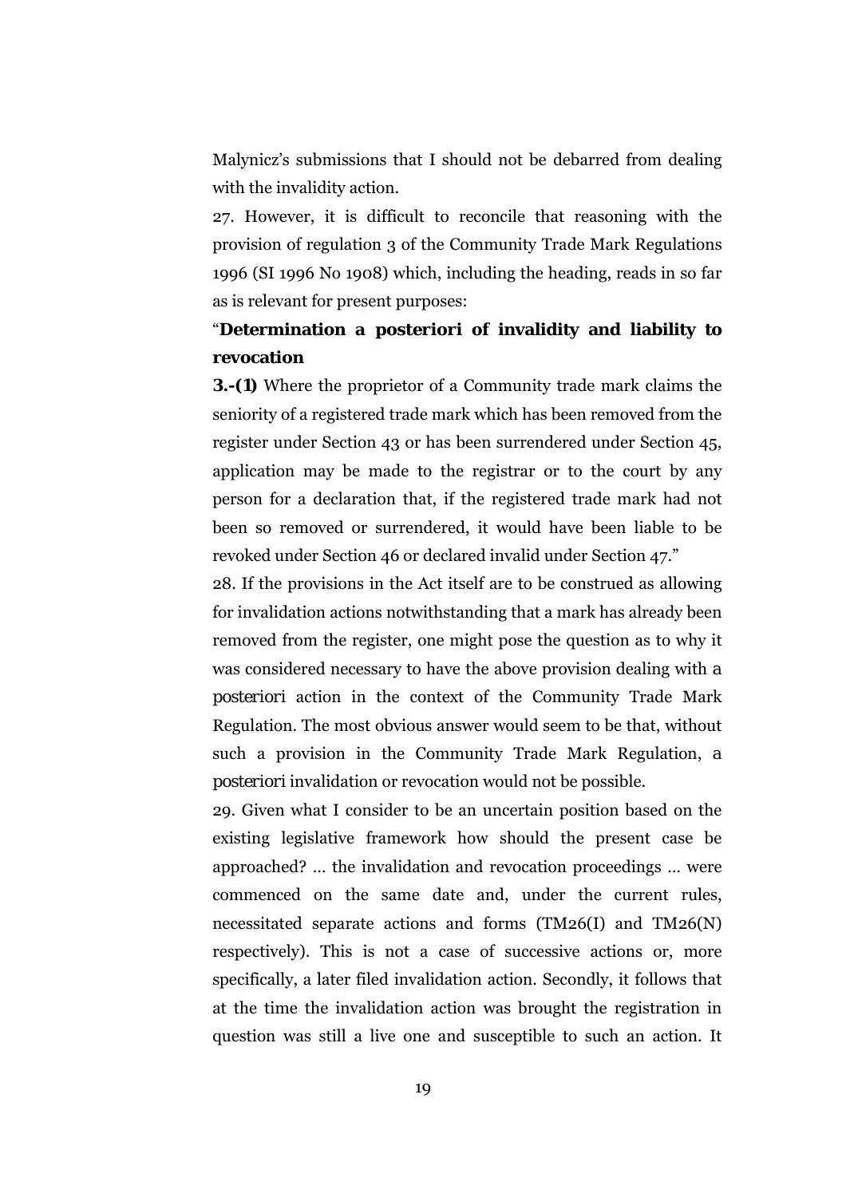Malynicz's submissions that I should not be debarred from dealing with the invalidity action.

27. However, it is difficult to reconcile that reasoning with the provision of regulation 3 of the Community Trade Mark Regulations 1996 (SI 1996 No 1908) which, including the heading, reads in so far as is relevant for present purposes:

"**Determination a posteriori of invalidity and liability to revocation**

**3.-(1)** Where the proprietor of a Community trade mark claims the seniority of a registered trade mark which has been removed from the register under Section 43 or has been surrendered under Section 45, application may be made to the registrar or to the court by any person for a declaration that, if the registered trade mark had not been so removed or surrendered, it would have been liable to be revoked under Section 46 or declared invalid under Section 47."

28. If the provisions in the Act itself are to be construed as allowing for invalidation actions notwithstanding that a mark has already been removed from the register, one might pose the question as to why it was considered necessary to have the above provision dealing with *a posteriori* action in the context of the Community Trade Mark Regulation. The most obvious answer would seem to be that, without such a provision in the Community Trade Mark Regulation, *a posteriori* invalidation or revocation would not be possible.

29. Given what I consider to be an uncertain position based on the existing legislative framework how should the present case be approached? ... the invalidation and revocation proceedings ... were commenced on the same date and, under the current rules, necessitated separate actions and forms (TM26(I) and TM26(N) respectively). This is not a case of successive actions or, more specifically, a later filed invalidation action. Secondly, it follows that at the time the invalidation action was brought the registration in question was still a live one and susceptible to such an action. It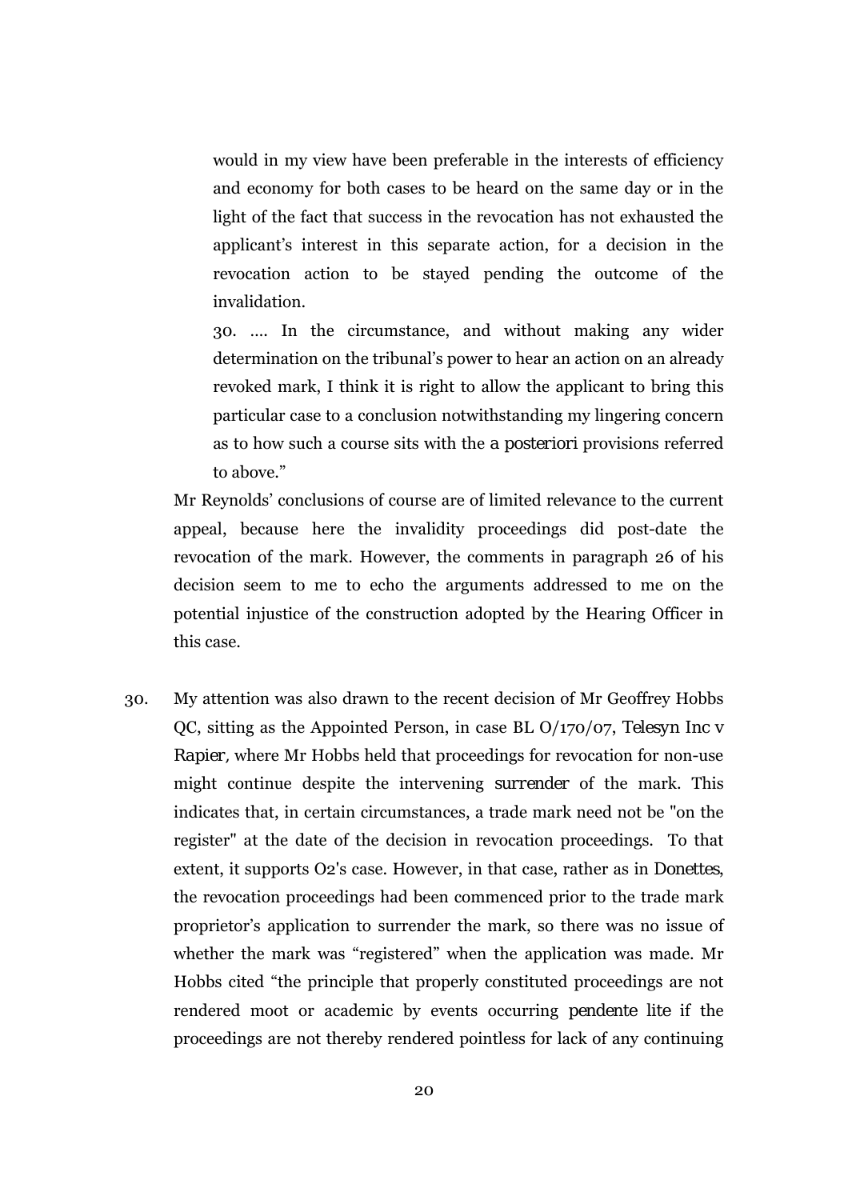> would in my view have been preferable in the interests of efficiency and economy for both cases to be heard on the same day or in the light of the fact that success in the revocation has not exhausted the applicant's interest in this separate action, for a decision in the revocation action to be stayed pending the outcome of the invalidation.
>
> 30. .... In the circumstance, and without making any wider determination on the tribunal's power to hear an action on an already revoked mark, I think it is right to allow the applicant to bring this particular case to a conclusion notwithstanding my lingering concern as to how such a course sits with the *a posteriori* provisions referred to above."

Mr Reynolds' conclusions of course are of limited relevance to the current appeal, because here the invalidity proceedings did post-date the revocation of the mark. However, the comments in paragraph 26 of his decision seem to me to echo the arguments addressed to me on the potential injustice of the construction adopted by the Hearing Officer in this case.

30. My attention was also drawn to the recent decision of Mr Geoffrey Hobbs QC, sitting as the Appointed Person, in case BL O/170/07, *Telesyn Inc v Rapier*, where Mr Hobbs held that proceedings for revocation for non-use might continue despite the intervening *surrender* of the mark. This indicates that, in certain circumstances, a trade mark need not be "on the register" at the date of the decision in revocation proceedings. To that extent, it supports O2's case. However, in that case, rather as in *Donettes*, the revocation proceedings had been commenced prior to the trade mark proprietor's application to surrender the mark, so there was no issue of whether the mark was "registered" when the application was made. Mr Hobbs cited "the principle that properly constituted proceedings are not rendered moot or academic by events occurring *pendente lite* if the proceedings are not thereby rendered pointless for lack of any continuing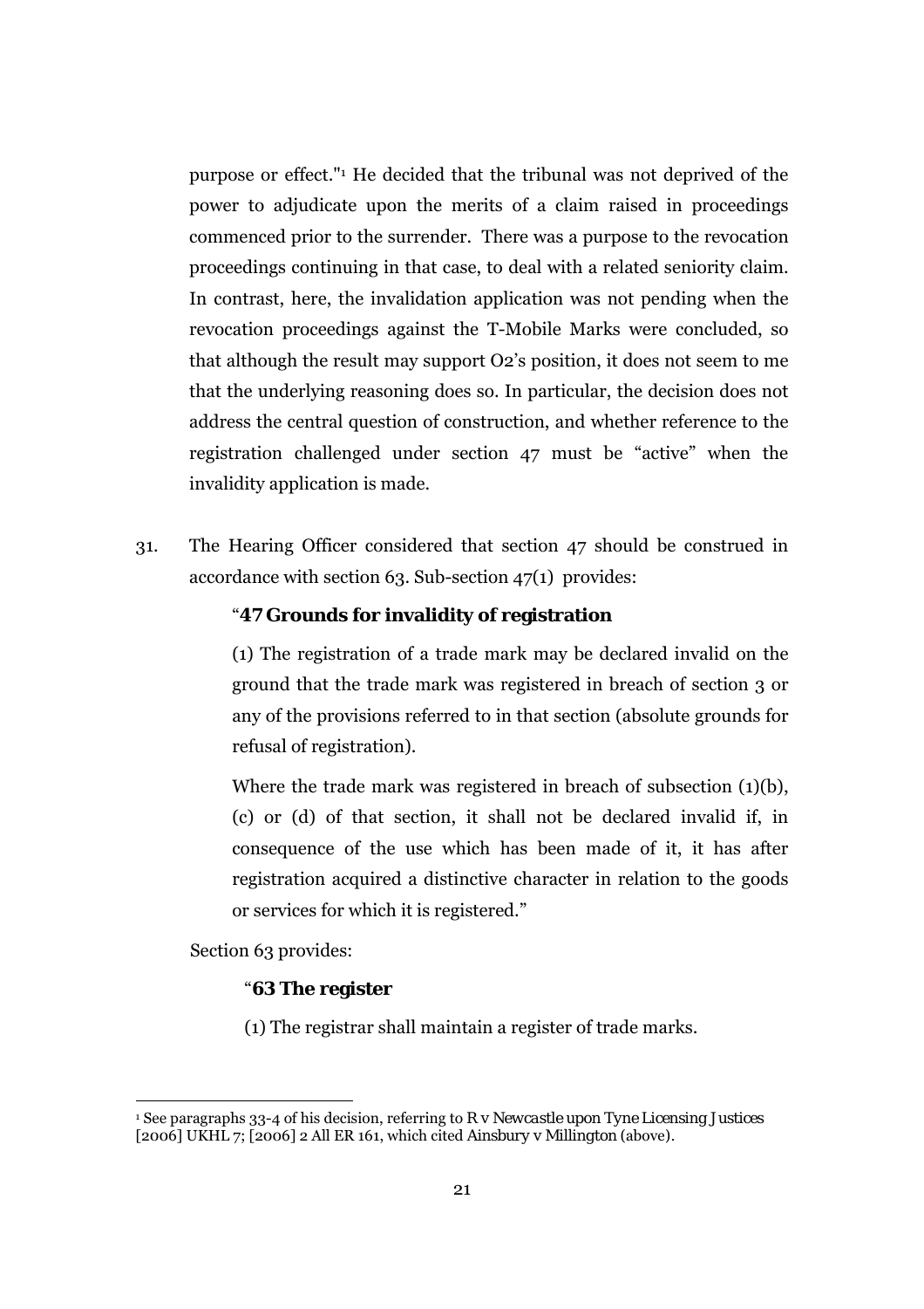purpose or effect."[1] He decided that the tribunal was not deprived of the power to adjudicate upon the merits of a claim raised in proceedings commenced prior to the surrender. There was a purpose to the revocation proceedings continuing in that case, to deal with a related seniority claim. In contrast, here, the invalidation application was not pending when the revocation proceedings against the T-Mobile Marks were concluded, so that although the result may support O2's position, it does not seem to me that the underlying reasoning does so. In particular, the decision does not address the central question of construction, and whether reference to the registration challenged under section 47 must be "active" when the invalidity application is made.

31. The Hearing Officer considered that section 47 should be construed in accordance with section 63. Sub-section 47(1) provides:

> "**47 Grounds for invalidity of registration**
>
> (1) The registration of a trade mark may be declared invalid on the ground that the trade mark was registered in breach of section 3 or any of the provisions referred to in that section (absolute grounds for refusal of registration).
>
> Where the trade mark was registered in breach of subsection (1)(b), (c) or (d) of that section, it shall not be declared invalid if, in consequence of the use which has been made of it, it has after registration acquired a distinctive character in relation to the goods or services for which it is registered."

Section 63 provides:

> "**63 The register**
>
> (1) The registrar shall maintain a register of trade marks.

[1] See paragraphs 33-4 of his decision, referring to *R v Newcastle upon Tyne Licensing Justices* [2006] UKHL 7; [2006] 2 All ER 161, which cited *Ainsbury v Millington* (above).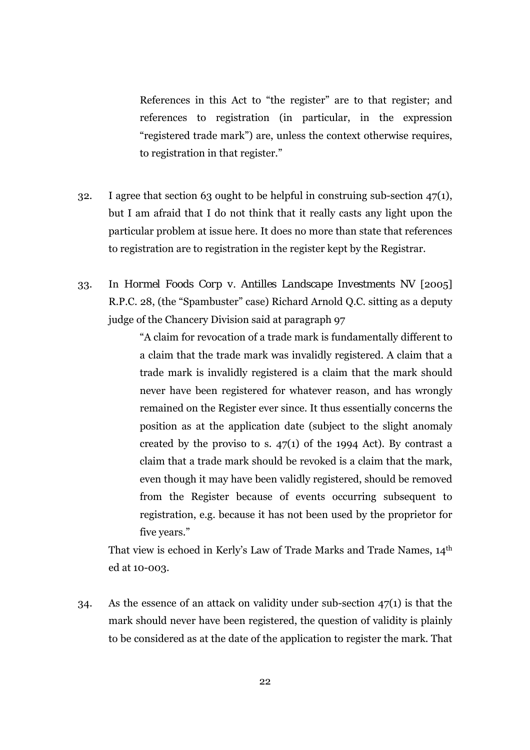> References in this Act to "the register" are to that register; and references to registration (in particular, in the expression "registered trade mark") are, unless the context otherwise requires, to registration in that register."

32. I agree that section 63 ought to be helpful in construing sub-section 47(1), but I am afraid that I do not think that it really casts any light upon the particular problem at issue here. It does no more than state that references to registration are to registration in the register kept by the Registrar.

33. In *Hormel Foods Corp v. Antilles Landscape Investments NV* [2005] R.P.C. 28, (the "Spambuster" case) Richard Arnold Q.C. sitting as a deputy judge of the Chancery Division said at paragraph 97

    > "A claim for revocation of a trade mark is fundamentally different to a claim that the trade mark was invalidly registered. A claim that a trade mark is invalidly registered is a claim that the mark should never have been registered for whatever reason, and has wrongly remained on the Register ever since. It thus essentially concerns the position as at the application date (subject to the slight anomaly created by the proviso to s. 47(1) of the 1994 Act). By contrast a claim that a trade mark should be revoked is a claim that the mark, even though it may have been validly registered, should be removed from the Register because of events occurring subsequent to registration, e.g. because it has not been used by the proprietor for five years."

    That view is echoed in Kerly's Law of Trade Marks and Trade Names, 14th ed at 10-003.

34. As the essence of an attack on validity under sub-section 47(1) is that the mark should never have been registered, the question of validity is plainly to be considered as at the date of the application to register the mark. That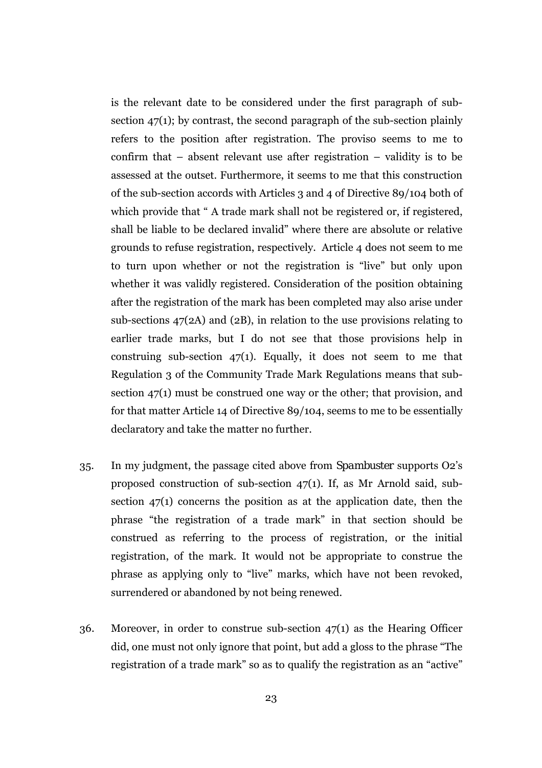is the relevant date to be considered under the first paragraph of sub-section 47(1); by contrast, the second paragraph of the sub-section plainly refers to the position after registration. The proviso seems to me to confirm that – absent relevant use after registration – validity is to be assessed at the outset. Furthermore, it seems to me that this construction of the sub-section accords with Articles 3 and 4 of Directive 89/104 both of which provide that " A trade mark shall not be registered or, if registered, shall be liable to be declared invalid" where there are absolute or relative grounds to refuse registration, respectively. Article 4 does not seem to me to turn upon whether or not the registration is "live" but only upon whether it was validly registered. Consideration of the position obtaining after the registration of the mark has been completed may also arise under sub-sections 47(2A) and (2B), in relation to the use provisions relating to earlier trade marks, but I do not see that those provisions help in construing sub-section 47(1). Equally, it does not seem to me that Regulation 3 of the Community Trade Mark Regulations means that sub-section 47(1) must be construed one way or the other; that provision, and for that matter Article 14 of Directive 89/104, seems to me to be essentially declaratory and take the matter no further.

35. In my judgment, the passage cited above from *Spambuster* supports O2's proposed construction of sub-section 47(1). If, as Mr Arnold said, sub-section 47(1) concerns the position as at the application date, then the phrase "the registration of a trade mark" in that section should be construed as referring to the process of registration, or the initial registration, of the mark. It would not be appropriate to construe the phrase as applying only to "live" marks, which have not been revoked, surrendered or abandoned by not being renewed.

36. Moreover, in order to construe sub-section 47(1) as the Hearing Officer did, one must not only ignore that point, but add a gloss to the phrase "The registration of a trade mark" so as to qualify the registration as an "active"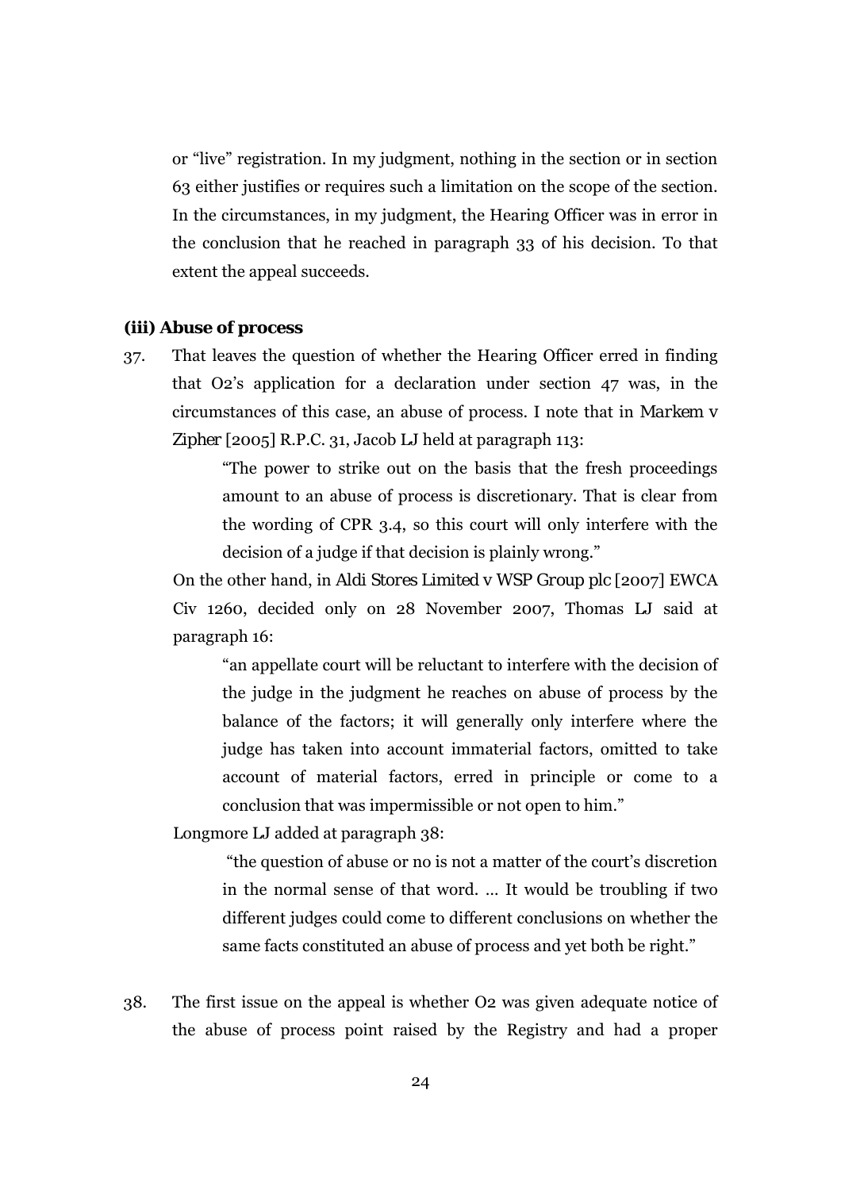or "live" registration. In my judgment, nothing in the section or in section 63 either justifies or requires such a limitation on the scope of the section. In the circumstances, in my judgment, the Hearing Officer was in error in the conclusion that he reached in paragraph 33 of his decision. To that extent the appeal succeeds.

**(iii) Abuse of process**

37. That leaves the question of whether the Hearing Officer erred in finding that O2's application for a declaration under section 47 was, in the circumstances of this case, an abuse of process. I note that in *Markem v Zipher* [2005] R.P.C. 31, Jacob LJ held at paragraph 113:

> "The power to strike out on the basis that the fresh proceedings amount to an abuse of process is discretionary. That is clear from the wording of CPR 3.4, so this court will only interfere with the decision of a judge if that decision is plainly wrong."

On the other hand, in *Aldi Stores Limited v WSP Group plc* [2007] EWCA Civ 1260, decided only on 28 November 2007, Thomas LJ said at paragraph 16:

> "an appellate court will be reluctant to interfere with the decision of the judge in the judgment he reaches on abuse of process by the balance of the factors; it will generally only interfere where the judge has taken into account immaterial factors, omitted to take account of material factors, erred in principle or come to a conclusion that was impermissible or not open to him."

Longmore LJ added at paragraph 38:

> "the question of abuse or no is not a matter of the court's discretion in the normal sense of that word. ... It would be troubling if two different judges could come to different conclusions on whether the same facts constituted an abuse of process and yet both be right."

38. The first issue on the appeal is whether O2 was given adequate notice of the abuse of process point raised by the Registry and had a proper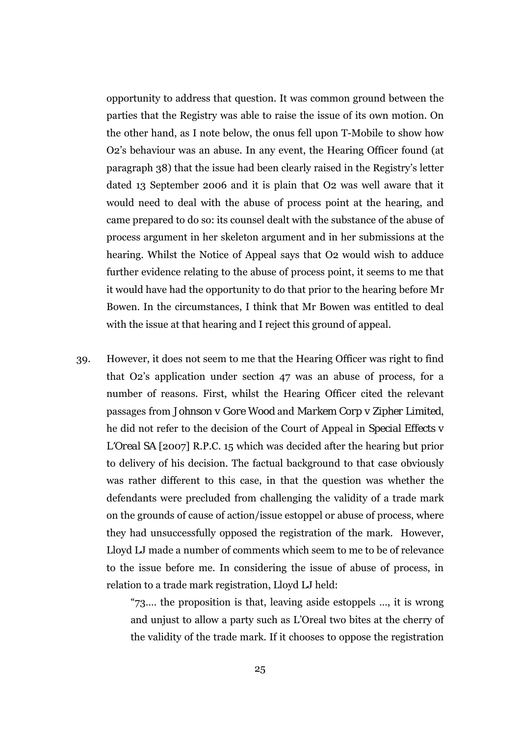opportunity to address that question. It was common ground between the parties that the Registry was able to raise the issue of its own motion. On the other hand, as I note below, the onus fell upon T-Mobile to show how O2's behaviour was an abuse. In any event, the Hearing Officer found (at paragraph 38) that the issue had been clearly raised in the Registry's letter dated 13 September 2006 and it is plain that O2 was well aware that it would need to deal with the abuse of process point at the hearing, and came prepared to do so: its counsel dealt with the substance of the abuse of process argument in her skeleton argument and in her submissions at the hearing. Whilst the Notice of Appeal says that O2 would wish to adduce further evidence relating to the abuse of process point, it seems to me that it would have had the opportunity to do that prior to the hearing before Mr Bowen. In the circumstances, I think that Mr Bowen was entitled to deal with the issue at that hearing and I reject this ground of appeal.

39. However, it does not seem to me that the Hearing Officer was right to find that O2's application under section 47 was an abuse of process, for a number of reasons. First, whilst the Hearing Officer cited the relevant passages from *Johnson v Gore Wood* and *Markem Corp v Zipher Limited*, he did not refer to the decision of the Court of Appeal in *Special Effects v L'Oreal SA* [2007] R.P.C. 15 which was decided after the hearing but prior to delivery of his decision. The factual background to that case obviously was rather different to this case, in that the question was whether the defendants were precluded from challenging the validity of a trade mark on the grounds of cause of action/issue estoppel or abuse of process, where they had unsuccessfully opposed the registration of the mark. However, Lloyd LJ made a number of comments which seem to me to be of relevance to the issue before me. In considering the issue of abuse of process, in relation to a trade mark registration, Lloyd LJ held:

> "73.... the proposition is that, leaving aside estoppels ..., it is wrong and unjust to allow a party such as L'Oreal two bites at the cherry of the validity of the trade mark. If it chooses to oppose the registration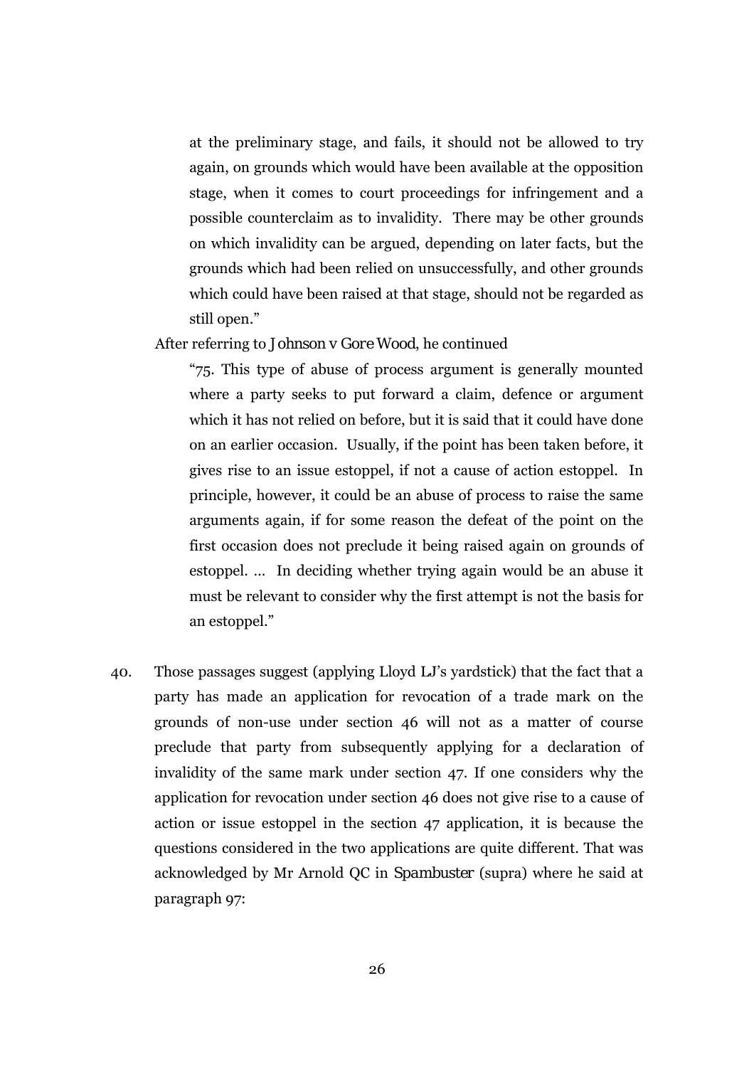> at the preliminary stage, and fails, it should not be allowed to try again, on grounds which would have been available at the opposition stage, when it comes to court proceedings for infringement and a possible counterclaim as to invalidity. There may be other grounds on which invalidity can be argued, depending on later facts, but the grounds which had been relied on unsuccessfully, and other grounds which could have been raised at that stage, should not be regarded as still open."

After referring to *Johnson v Gore Wood*, he continued

> "75. This type of abuse of process argument is generally mounted where a party seeks to put forward a claim, defence or argument which it has not relied on before, but it is said that it could have done on an earlier occasion. Usually, if the point has been taken before, it gives rise to an issue estoppel, if not a cause of action estoppel. In principle, however, it could be an abuse of process to raise the same arguments again, if for some reason the defeat of the point on the first occasion does not preclude it being raised again on grounds of estoppel. ... In deciding whether trying again would be an abuse it must be relevant to consider why the first attempt is not the basis for an estoppel."

40. Those passages suggest (applying Lloyd LJ's yardstick) that the fact that a party has made an application for revocation of a trade mark on the grounds of non-use under section 46 will not as a matter of course preclude that party from subsequently applying for a declaration of invalidity of the same mark under section 47. If one considers why the application for revocation under section 46 does not give rise to a cause of action or issue estoppel in the section 47 application, it is because the questions considered in the two applications are quite different. That was acknowledged by Mr Arnold QC in *Spambuster* (supra) where he said at paragraph 97: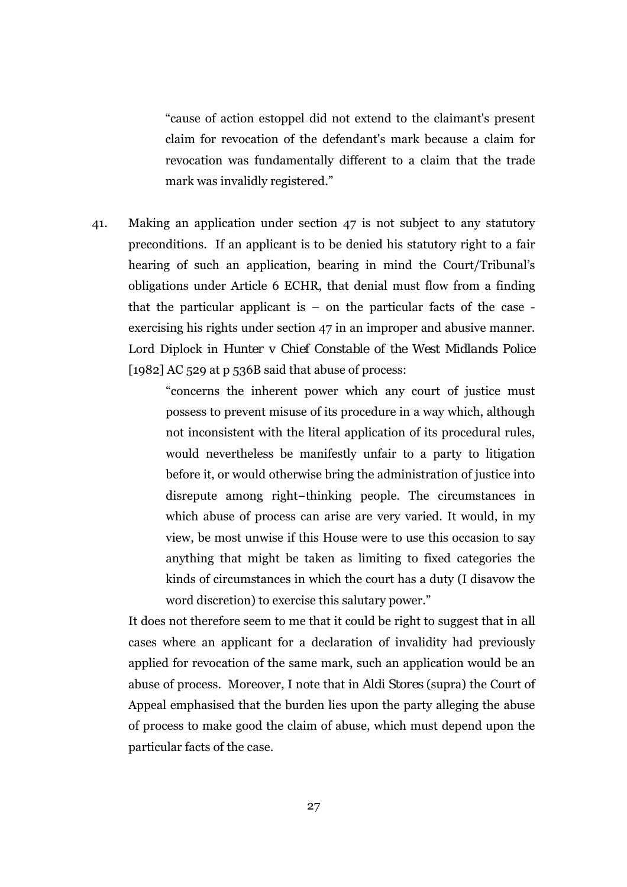> "cause of action estoppel did not extend to the claimant's present claim for revocation of the defendant's mark because a claim for revocation was fundamentally different to a claim that the trade mark was invalidly registered."

41. Making an application under section 47 is not subject to any statutory preconditions. If an applicant is to be denied his statutory right to a fair hearing of such an application, bearing in mind the Court/Tribunal's obligations under Article 6 ECHR, that denial must flow from a finding that the particular applicant is – on the particular facts of the case - exercising his rights under section 47 in an improper and abusive manner. Lord Diplock in *Hunter v Chief Constable of the West Midlands Police* [1982] AC 529 at p 536B said that abuse of process:

> "concerns the inherent power which any court of justice must possess to prevent misuse of its procedure in a way which, although not inconsistent with the literal application of its procedural rules, would nevertheless be manifestly unfair to a party to litigation before it, or would otherwise bring the administration of justice into disrepute among right–thinking people. The circumstances in which abuse of process can arise are very varied. It would, in my view, be most unwise if this House were to use this occasion to say anything that might be taken as limiting to fixed categories the kinds of circumstances in which the court has a duty (I disavow the word discretion) to exercise this salutary power."

It does not therefore seem to me that it could be right to suggest that in *all* cases where an applicant for a declaration of invalidity had previously applied for revocation of the same mark, such an application would be an abuse of process. Moreover, I note that in *Aldi Stores* (supra) the Court of Appeal emphasised that the burden lies upon the party alleging the abuse of process to make good the claim of abuse, which must depend upon the particular facts of the case.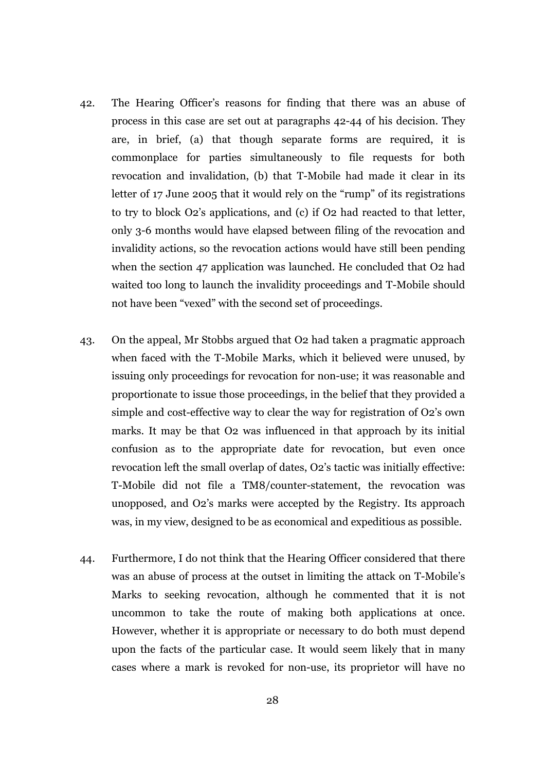42. The Hearing Officer's reasons for finding that there was an abuse of process in this case are set out at paragraphs 42-44 of his decision. They are, in brief, (a) that though separate forms are required, it is commonplace for parties simultaneously to file requests for both revocation and invalidation, (b) that T-Mobile had made it clear in its letter of 17 June 2005 that it would rely on the "rump" of its registrations to try to block O2's applications, and (c) if O2 had reacted to that letter, only 3-6 months would have elapsed between filing of the revocation and invalidity actions, so the revocation actions would have still been pending when the section 47 application was launched. He concluded that O2 had waited too long to launch the invalidity proceedings and T-Mobile should not have been "vexed" with the second set of proceedings.

43. On the appeal, Mr Stobbs argued that O2 had taken a pragmatic approach when faced with the T-Mobile Marks, which it believed were unused, by issuing only proceedings for revocation for non-use; it was reasonable and proportionate to issue those proceedings, in the belief that they provided a simple and cost-effective way to clear the way for registration of O2's own marks. It may be that O2 was influenced in that approach by its initial confusion as to the appropriate date for revocation, but even once revocation left the small overlap of dates, O2's tactic was initially effective: T-Mobile did not file a TM8/counter-statement, the revocation was unopposed, and O2's marks were accepted by the Registry. Its approach was, in my view, designed to be as economical and expeditious as possible.

44. Furthermore, I do not think that the Hearing Officer considered that there was an abuse of process at the outset in limiting the attack on T-Mobile's Marks to seeking revocation, although he commented that it is not uncommon to take the route of making both applications at once. However, whether it is appropriate or necessary to do both must depend upon the facts of the particular case. It would seem likely that in many cases where a mark is revoked for non-use, its proprietor will have no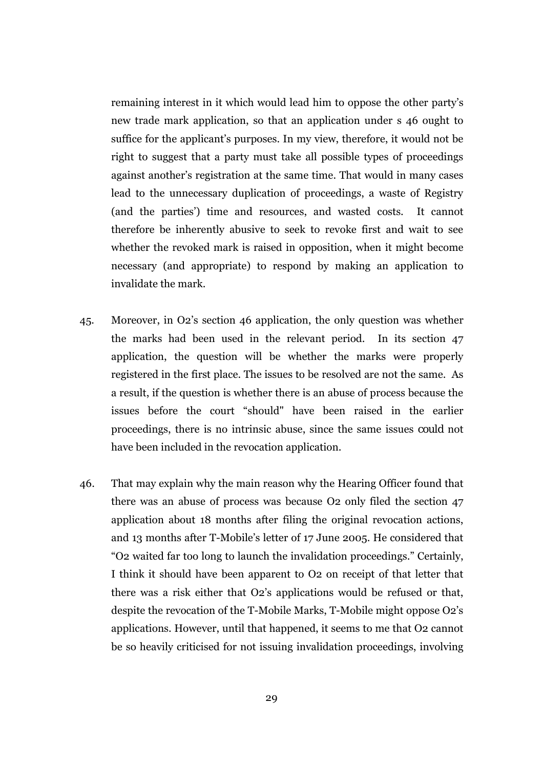remaining interest in it which would lead him to oppose the other party's new trade mark application, so that an application under s 46 ought to suffice for the applicant's purposes. In my view, therefore, it would not be right to suggest that a party must take all possible types of proceedings against another's registration at the same time. That would in many cases lead to the unnecessary duplication of proceedings, a waste of Registry (and the parties') time and resources, and wasted costs. It cannot therefore be inherently abusive to seek to revoke first and wait to see whether the revoked mark is raised in opposition, when it might become necessary (and appropriate) to respond by making an application to invalidate the mark.

45. Moreover, in O2's section 46 application, the only question was whether the marks had been used in the relevant period. In its section 47 application, the question will be whether the marks were properly registered in the first place. The issues to be resolved are not the same. As a result, if the question is whether there is an abuse of process because the issues before the court "should" have been raised in the earlier proceedings, there is no intrinsic abuse, since the same issues could not have been included in the revocation application.

46. That may explain why the main reason why the Hearing Officer found that there was an abuse of process was because O2 only filed the section 47 application about 18 months after filing the original revocation actions, and 13 months after T-Mobile's letter of 17 June 2005. He considered that "O2 waited far too long to launch the invalidation proceedings." Certainly, I think it should have been apparent to O2 on receipt of that letter that there was a risk either that O2's applications would be refused or that, despite the revocation of the T-Mobile Marks, T-Mobile might oppose O2's applications. However, until that happened, it seems to me that O2 cannot be so heavily criticised for not issuing invalidation proceedings, involving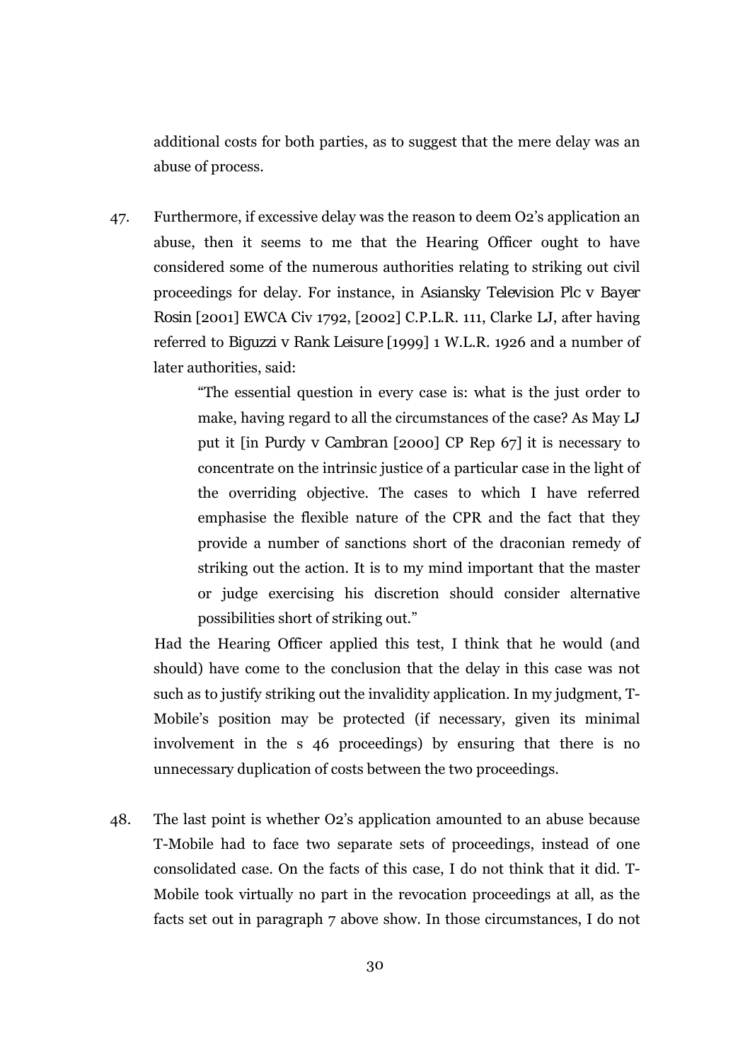additional costs for both parties, as to suggest that the mere delay was an abuse of process.

47. Furthermore, if excessive delay was the reason to deem O2's application an abuse, then it seems to me that the Hearing Officer ought to have considered some of the numerous authorities relating to striking out civil proceedings for delay. For instance, in *Asiansky Television Plc v Bayer Rosin* [2001] EWCA Civ 1792, [2002] C.P.L.R. 111, Clarke LJ, after having referred to *Biguzzi v Rank Leisure* [1999] 1 W.L.R. 1926 and a number of later authorities, said:

> "The essential question in every case is: what is the just order to make, having regard to all the circumstances of the case? As May LJ put it [in *Purdy v Cambran* [2000] CP Rep 67] it is necessary to concentrate on the intrinsic justice of a particular case in the light of the overriding objective. The cases to which I have referred emphasise the flexible nature of the CPR and the fact that they provide a number of sanctions short of the draconian remedy of striking out the action. It is to my mind important that the master or judge exercising his discretion should consider alternative possibilities short of striking out."

Had the Hearing Officer applied this test, I think that he would (and should) have come to the conclusion that the delay in this case was not such as to justify striking out the invalidity application. In my judgment, T-Mobile's position may be protected (if necessary, given its minimal involvement in the s 46 proceedings) by ensuring that there is no unnecessary duplication of costs between the two proceedings.

48. The last point is whether O2's application amounted to an abuse because T-Mobile had to face two separate sets of proceedings, instead of one consolidated case. On the facts of this case, I do not think that it did. T-Mobile took virtually no part in the revocation proceedings at all, as the facts set out in paragraph 7 above show. In those circumstances, I do not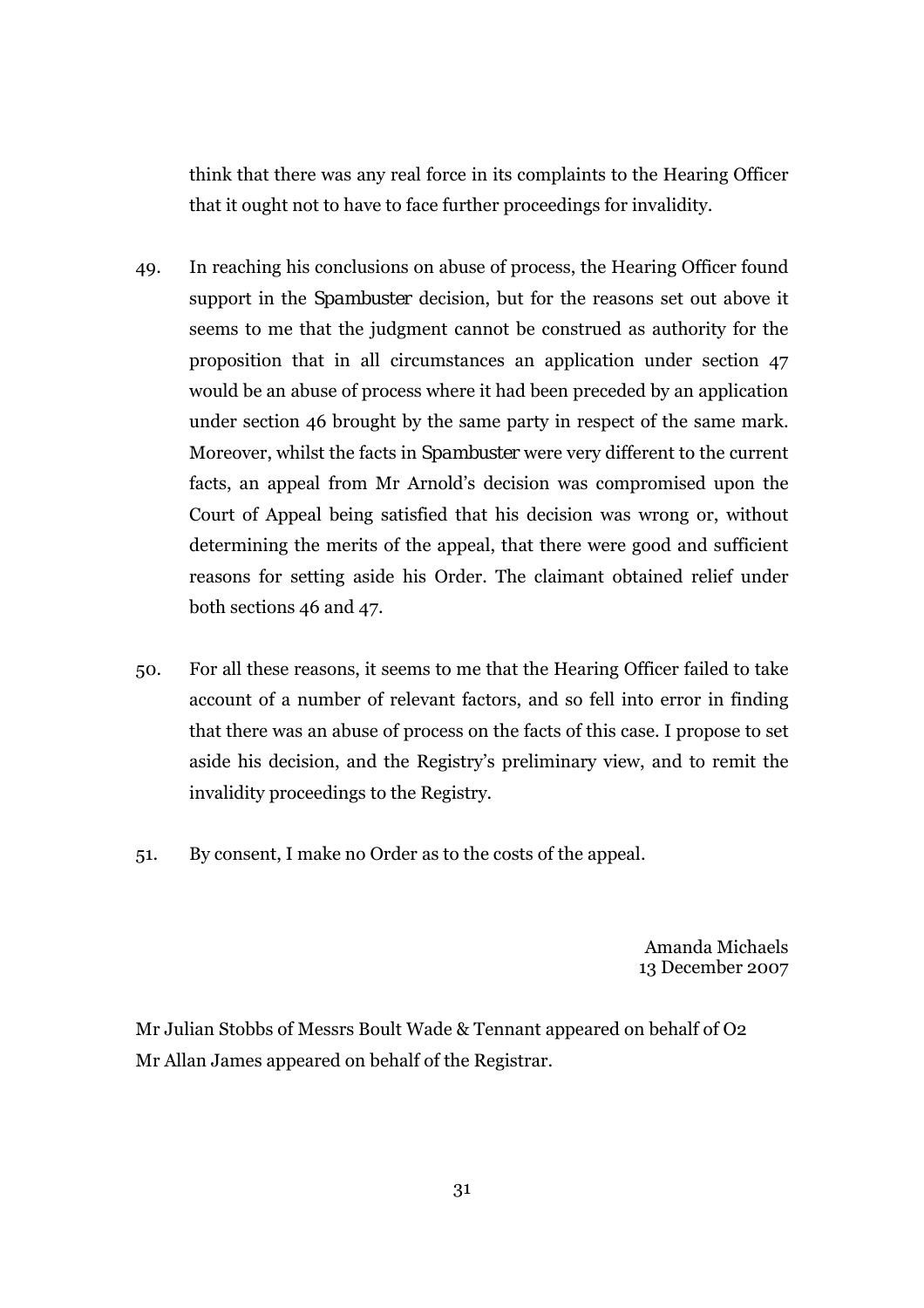think that there was any real force in its complaints to the Hearing Officer that it ought not to have to face further proceedings for invalidity.

49. In reaching his conclusions on abuse of process, the Hearing Officer found support in the *Spambuster* decision, but for the reasons set out above it seems to me that the judgment cannot be construed as authority for the proposition that in all circumstances an application under section 47 would be an abuse of process where it had been preceded by an application under section 46 brought by the same party in respect of the same mark. Moreover, whilst the facts in *Spambuster* were very different to the current facts, an appeal from Mr Arnold's decision was compromised upon the Court of Appeal being satisfied that his decision was wrong or, without determining the merits of the appeal, that there were good and sufficient reasons for setting aside his Order. The claimant obtained relief under both sections 46 and 47.

50. For all these reasons, it seems to me that the Hearing Officer failed to take account of a number of relevant factors, and so fell into error in finding that there was an abuse of process on the facts of this case. I propose to set aside his decision, and the Registry's preliminary view, and to remit the invalidity proceedings to the Registry.

51. By consent, I make no Order as to the costs of the appeal.

Amanda Michaels
13 December 2007

Mr Julian Stobbs of Messrs Boult Wade & Tennant appeared on behalf of O2
Mr Allan James appeared on behalf of the Registrar.